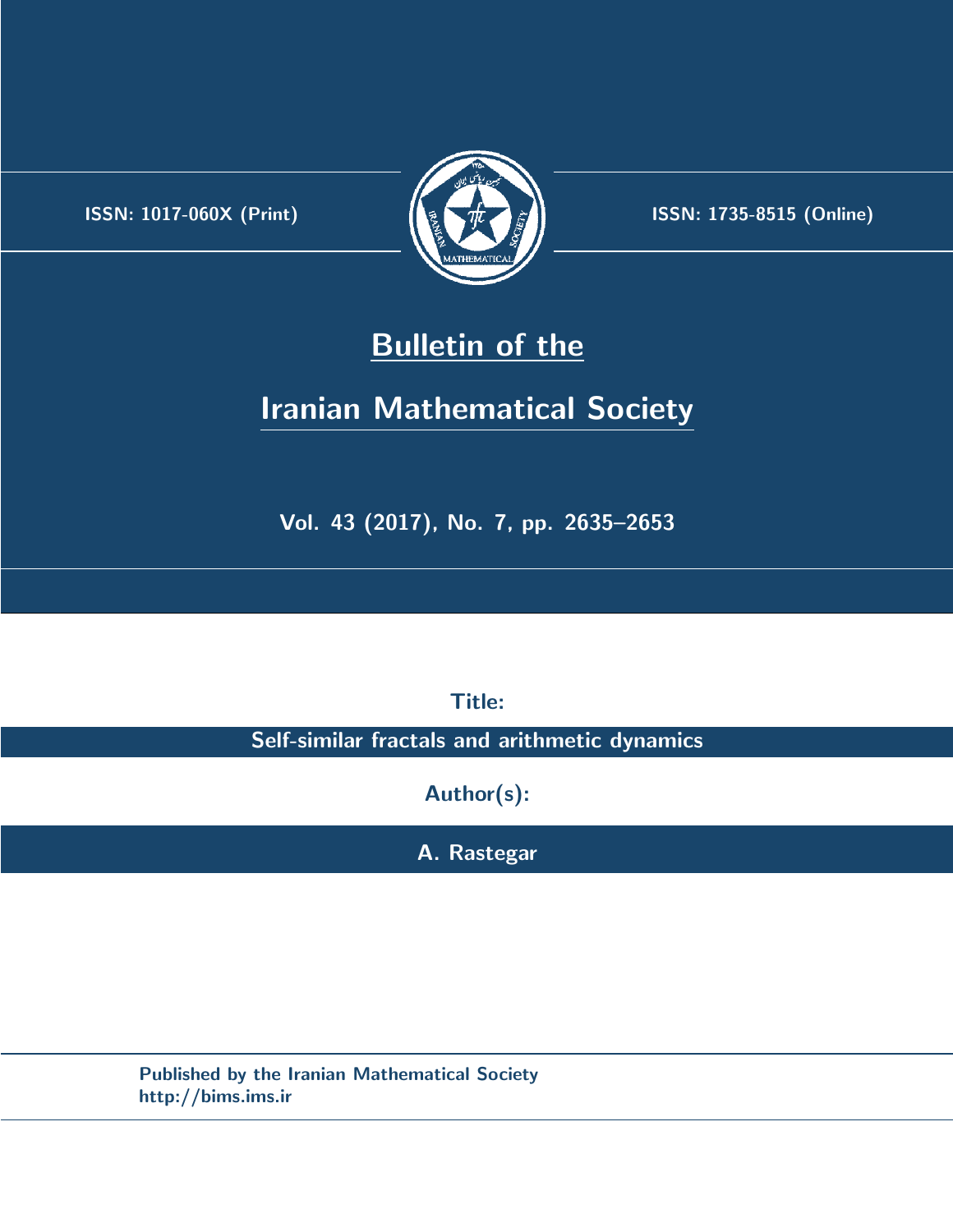ISSN: 1017-060X (Print)

ISSN: 1735-8515 (Online)

# Bulletin of the Iranian Mathematical Society

Vol. 43 (2017), No. 7, pp. 2635–2653

Title:

**Self-similar fractals and arithmetic dynamics**

Author(s):

**A. Rastegar**

Published by the Iranian Mathematical Society
http://bims.ims.ir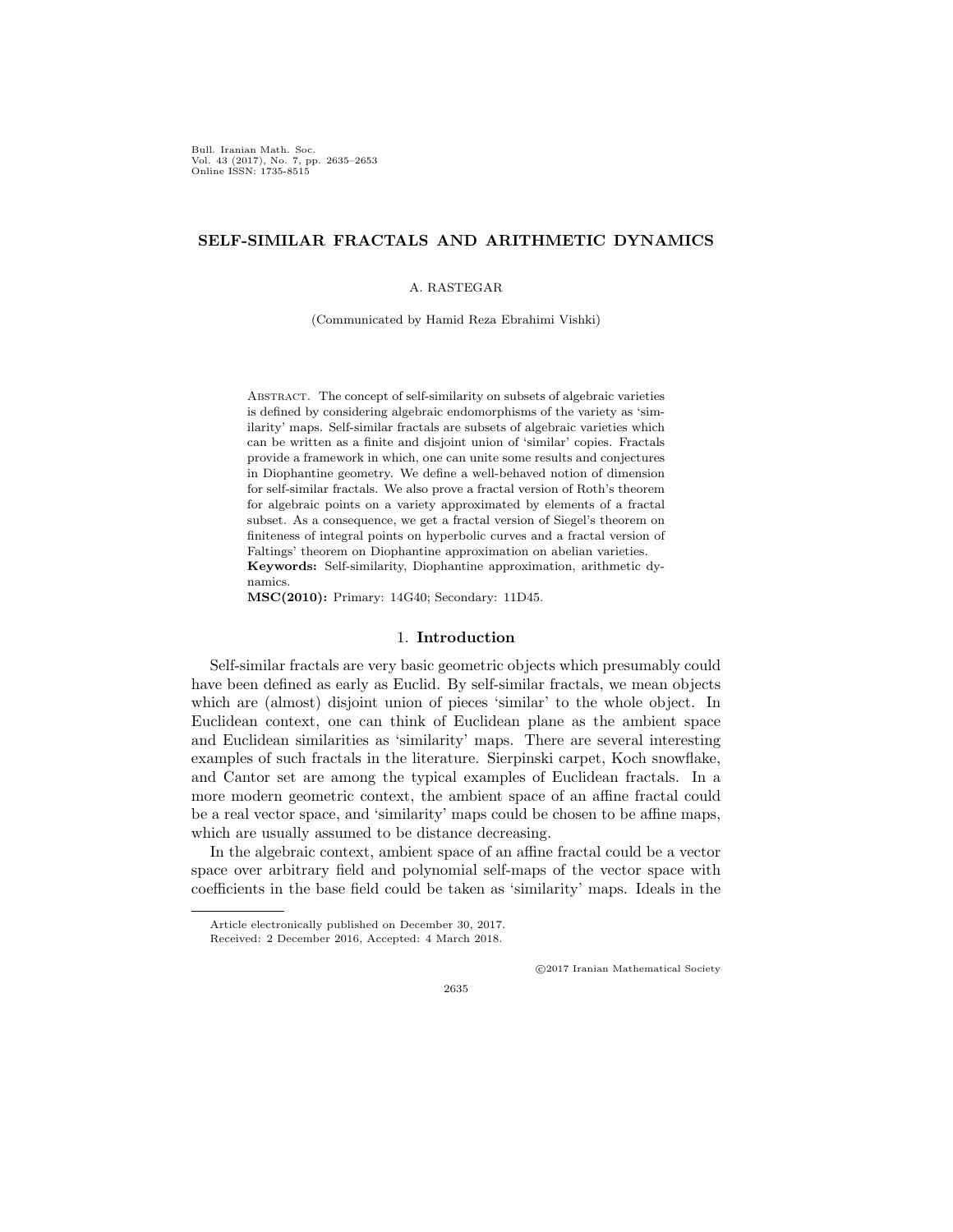# SELF-SIMILAR FRACTALS AND ARITHMETIC DYNAMICS

A. RASTEGAR

(Communicated by Hamid Reza Ebrahimi Vishki)

Abstract. The concept of self-similarity on subsets of algebraic varieties is defined by considering algebraic endomorphisms of the variety as 'similarity' maps. Self-similar fractals are subsets of algebraic varieties which can be written as a finite and disjoint union of 'similar' copies. Fractals provide a framework in which, one can unite some results and conjectures in Diophantine geometry. We define a well-behaved notion of dimension for self-similar fractals. We also prove a fractal version of Roth's theorem for algebraic points on a variety approximated by elements of a fractal subset. As a consequence, we get a fractal version of Siegel's theorem on finiteness of integral points on hyperbolic curves and a fractal version of Faltings' theorem on Diophantine approximation on abelian varieties.

**Keywords:** Self-similarity, Diophantine approximation, arithmetic dynamics.

**MSC(2010):** Primary: 14G40; Secondary: 11D45.

## 1. Introduction

Self-similar fractals are very basic geometric objects which presumably could have been defined as early as Euclid. By self-similar fractals, we mean objects which are (almost) disjoint union of pieces 'similar' to the whole object. In Euclidean context, one can think of Euclidean plane as the ambient space and Euclidean similarities as 'similarity' maps. There are several interesting examples of such fractals in the literature. Sierpinski carpet, Koch snowflake, and Cantor set are among the typical examples of Euclidean fractals. In a more modern geometric context, the ambient space of an affine fractal could be a real vector space, and 'similarity' maps could be chosen to be affine maps, which are usually assumed to be distance decreasing.

In the algebraic context, ambient space of an affine fractal could be a vector space over arbitrary field and polynomial self-maps of the vector space with coefficients in the base field could be taken as 'similarity' maps. Ideals in the

Article electronically published on December 30, 2017.

Received: 2 December 2016, Accepted: 4 March 2018.

©2017 Iranian Mathematical Society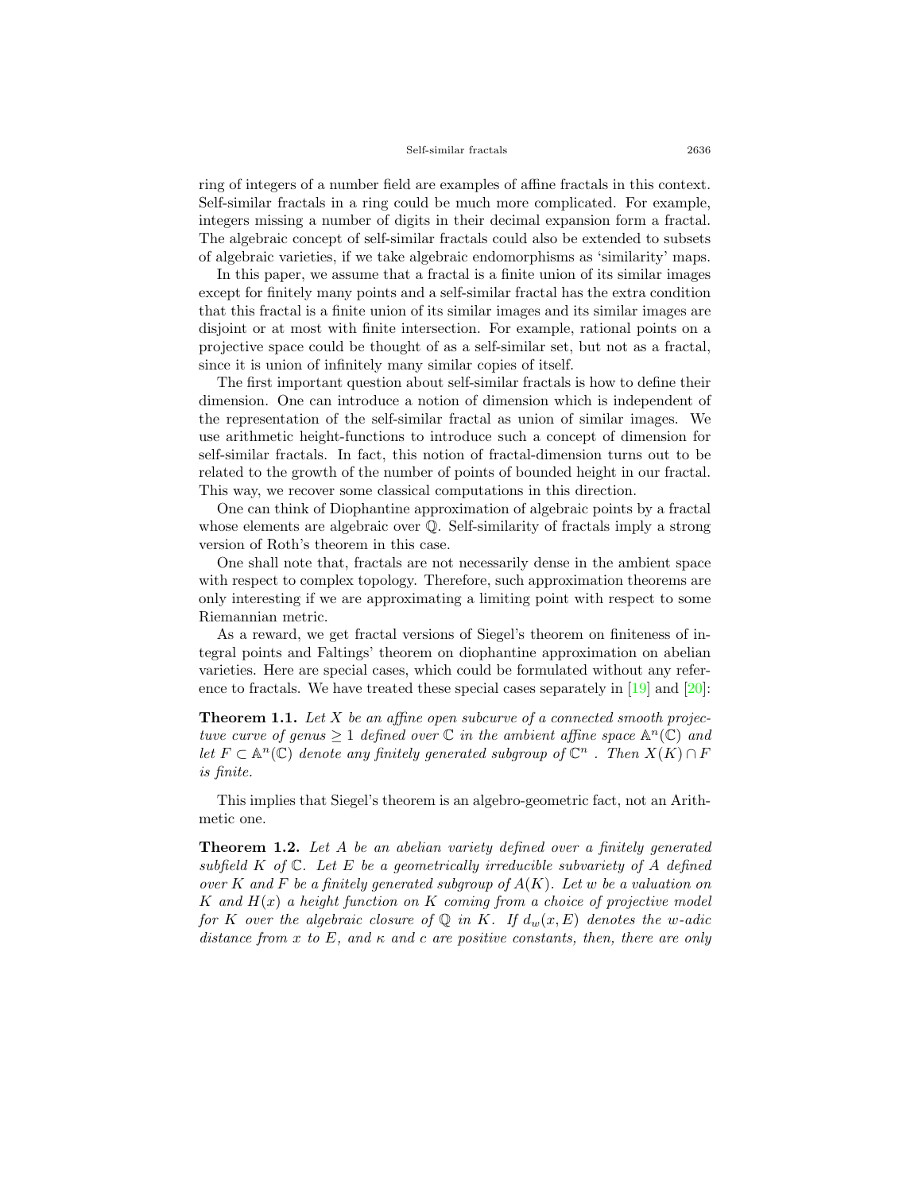ring of integers of a number field are examples of affine fractals in this context. Self-similar fractals in a ring could be much more complicated. For example, integers missing a number of digits in their decimal expansion form a fractal. The algebraic concept of self-similar fractals could also be extended to subsets of algebraic varieties, if we take algebraic endomorphisms as 'similarity' maps.

In this paper, we assume that a fractal is a finite union of its similar images except for finitely many points and a self-similar fractal has the extra condition that this fractal is a finite union of its similar images and its similar images are disjoint or at most with finite intersection. For example, rational points on a projective space could be thought of as a self-similar set, but not as a fractal, since it is union of infinitely many similar copies of itself.

The first important question about self-similar fractals is how to define their dimension. One can introduce a notion of dimension which is independent of the representation of the self-similar fractal as union of similar images. We use arithmetic height-functions to introduce such a concept of dimension for self-similar fractals. In fact, this notion of fractal-dimension turns out to be related to the growth of the number of points of bounded height in our fractal. This way, we recover some classical computations in this direction.

One can think of Diophantine approximation of algebraic points by a fractal whose elements are algebraic over $\mathbb{Q}$. Self-similarity of fractals imply a strong version of Roth's theorem in this case.

One shall note that, fractals are not necessarily dense in the ambient space with respect to complex topology. Therefore, such approximation theorems are only interesting if we are approximating a limiting point with respect to some Riemannian metric.

As a reward, we get fractal versions of Siegel's theorem on finiteness of integral points and Faltings' theorem on diophantine approximation on abelian varieties. Here are special cases, which could be formulated without any reference to fractals. We have treated these special cases separately in [19] and [20]:

**Theorem 1.1.** *Let $X$ be an affine open subcurve of a connected smooth projectuve curve of genus $\geq 1$ defined over $\mathbb{C}$ in the ambient affine space $\mathbb{A}^n(\mathbb{C})$ and let $F \subset \mathbb{A}^n(\mathbb{C})$ denote any finitely generated subgroup of $\mathbb{C}^n$ . Then $X(K) \cap F$ is finite.*

This implies that Siegel's theorem is an algebro-geometric fact, not an Arithmetic one.

**Theorem 1.2.** *Let $A$ be an abelian variety defined over a finitely generated subfield $K$ of $\mathbb{C}$. Let $E$ be a geometrically irreducible subvariety of $A$ defined over $K$ and $F$ be a finitely generated subgroup of $A(K)$. Let $w$ be a valuation on $K$ and $H(x)$ a height function on $K$ coming from a choice of projective model for $K$ over the algebraic closure of $\mathbb{Q}$ in $K$. If $d_w(x, E)$ denotes the $w$-adic distance from $x$ to $E$, and $\kappa$ and $c$ are positive constants, then, there are only*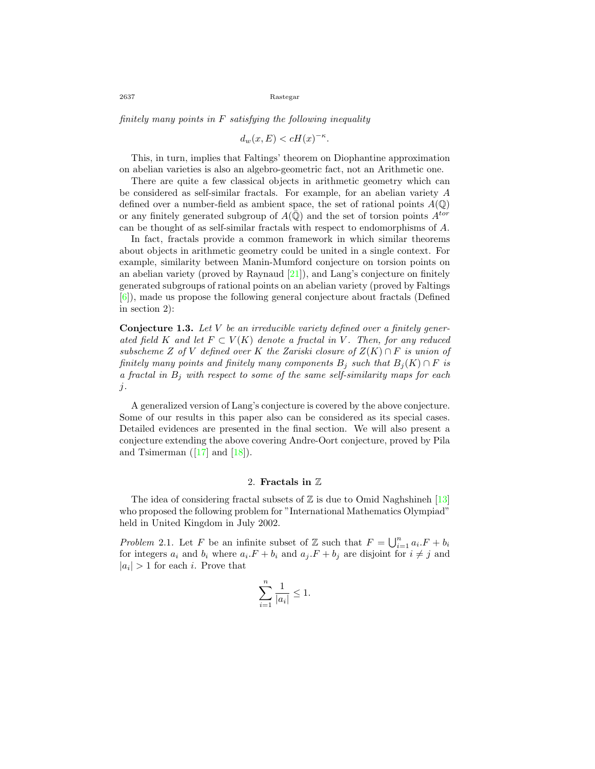*finitely many points in $F$ satisfying the following inequality*

$$d_w(x, E) < cH(x)^{-\kappa}.$$

This, in turn, implies that Faltings' theorem on Diophantine approximation on abelian varieties is also an algebro-geometric fact, not an Arithmetic one.

There are quite a few classical objects in arithmetic geometry which can be considered as self-similar fractals. For example, for an abelian variety $A$ defined over a number-field as ambient space, the set of rational points $A(\mathbb{Q})$ or any finitely generated subgroup of $A(\bar{\mathbb{Q}})$ and the set of torsion points $A^{tor}$ can be thought of as self-similar fractals with respect to endomorphisms of $A$.

In fact, fractals provide a common framework in which similar theorems about objects in arithmetic geometry could be united in a single context. For example, similarity between Manin-Mumford conjecture on torsion points on an abelian variety (proved by Raynaud [21]), and Lang's conjecture on finitely generated subgroups of rational points on an abelian variety (proved by Faltings [6]), made us propose the following general conjecture about fractals (Defined in section 2):

**Conjecture 1.3.** *Let $V$ be an irreducible variety defined over a finitely generated field $K$ and let $F \subset V(K)$ denote a fractal in $V$. Then, for any reduced subscheme $Z$ of $V$ defined over $K$ the Zariski closure of $Z(K) \cap F$ is union of finitely many points and finitely many components $B_j$ such that $B_j(K) \cap F$ is a fractal in $B_j$ with respect to some of the same self-similarity maps for each $j$.*

A generalized version of Lang's conjecture is covered by the above conjecture. Some of our results in this paper also can be considered as its special cases. Detailed evidences are presented in the final section. We will also present a conjecture extending the above covering Andre-Oort conjecture, proved by Pila and Tsimerman ([17] and [18]).

## 2. Fractals in $\mathbb{Z}$

The idea of considering fractal subsets of $\mathbb{Z}$ is due to Omid Naghshineh [13] who proposed the following problem for "International Mathematics Olympiad" held in United Kingdom in July 2002.

*Problem* 2.1. Let $F$ be an infinite subset of $\mathbb{Z}$ such that $F = \bigcup_{i=1}^{n} a_i.F + b_i$ for integers $a_i$ and $b_i$ where $a_i.F + b_i$ and $a_j.F + b_j$ are disjoint for $i \neq j$ and $|a_i| > 1$ for each $i$. Prove that

$$\sum_{i=1}^{n} \frac{1}{|a_i|} \leq 1.$$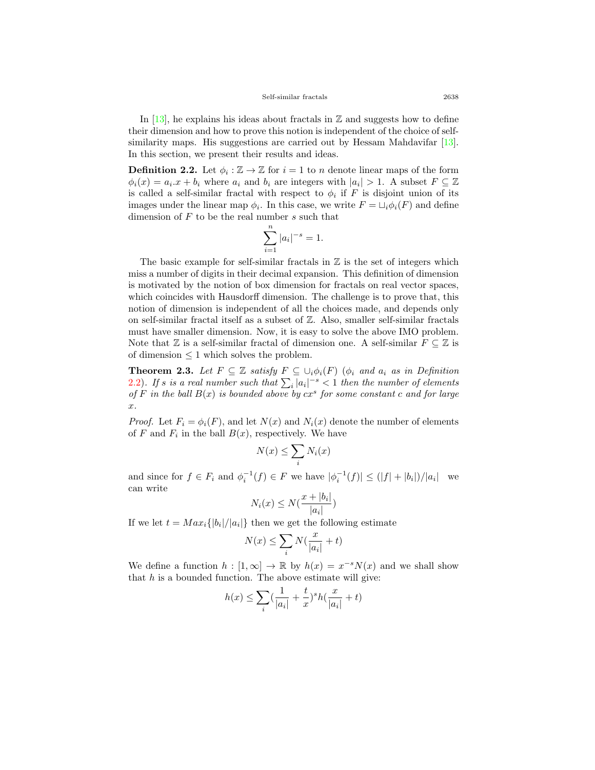In [13], he explains his ideas about fractals in $\mathbb{Z}$ and suggests how to define their dimension and how to prove this notion is independent of the choice of self-similarity maps. His suggestions are carried out by Hessam Mahdavifar [13]. In this section, we present their results and ideas.

**Definition 2.2.** Let $\phi_i : \mathbb{Z} \to \mathbb{Z}$ for $i = 1$ to $n$ denote linear maps of the form $\phi_i(x) = a_i.x + b_i$ where $a_i$ and $b_i$ are integers with $|a_i| > 1$. A subset $F \subseteq \mathbb{Z}$ is called a self-similar fractal with respect to $\phi_i$ if $F$ is disjoint union of its images under the linear map $\phi_i$. In this case, we write $F = \sqcup_i \phi_i(F)$ and define dimension of $F$ to be the real number $s$ such that

$$\sum_{i=1}^{n} |a_i|^{-s} = 1.$$

The basic example for self-similar fractals in $\mathbb{Z}$ is the set of integers which miss a number of digits in their decimal expansion. This definition of dimension is motivated by the notion of box dimension for fractals on real vector spaces, which coincides with Hausdorff dimension. The challenge is to prove that, this notion of dimension is independent of all the choices made, and depends only on self-similar fractal itself as a subset of $\mathbb{Z}$. Also, smaller self-similar fractals must have smaller dimension. Now, it is easy to solve the above IMO problem. Note that $\mathbb{Z}$ is a self-similar fractal of dimension one. A self-similar $F \subseteq \mathbb{Z}$ is of dimension $\leq 1$ which solves the problem.

**Theorem 2.3.** *Let $F \subseteq \mathbb{Z}$ satisfy $F \subseteq \cup_i \phi_i(F)$ ($\phi_i$ and $a_i$ as in Definition 2.2). If $s$ is a real number such that $\sum_i |a_i|^{-s} < 1$ then the number of elements of $F$ in the ball $B(x)$ is bounded above by $cx^s$ for some constant $c$ and for large $x$.*

*Proof.* Let $F_i = \phi_i(F)$, and let $N(x)$ and $N_i(x)$ denote the number of elements of $F$ and $F_i$ in the ball $B(x)$, respectively. We have

$$N(x) \leq \sum_i N_i(x)$$

and since for $f \in F_i$ and $\phi_i^{-1}(f) \in F$ we have $|\phi_i^{-1}(f)| \leq (|f| + |b_i|)/|a_i|$ we can write

$$N_i(x) \leq N(\frac{x + |b_i|}{|a_i|})$$

If we let $t = Max_i\{|b_i|/|a_i|\}$ then we get the following estimate

$$N(x) \leq \sum_i N(\frac{x}{|a_i|} + t)$$

We define a function $h : [1, \infty] \to \mathbb{R}$ by $h(x) = x^{-s}N(x)$ and we shall show that $h$ is a bounded function. The above estimate will give:

$$h(x) \leq \sum_i (\frac{1}{|a_i|} + \frac{t}{x})^s h(\frac{x}{|a_i|} + t)$$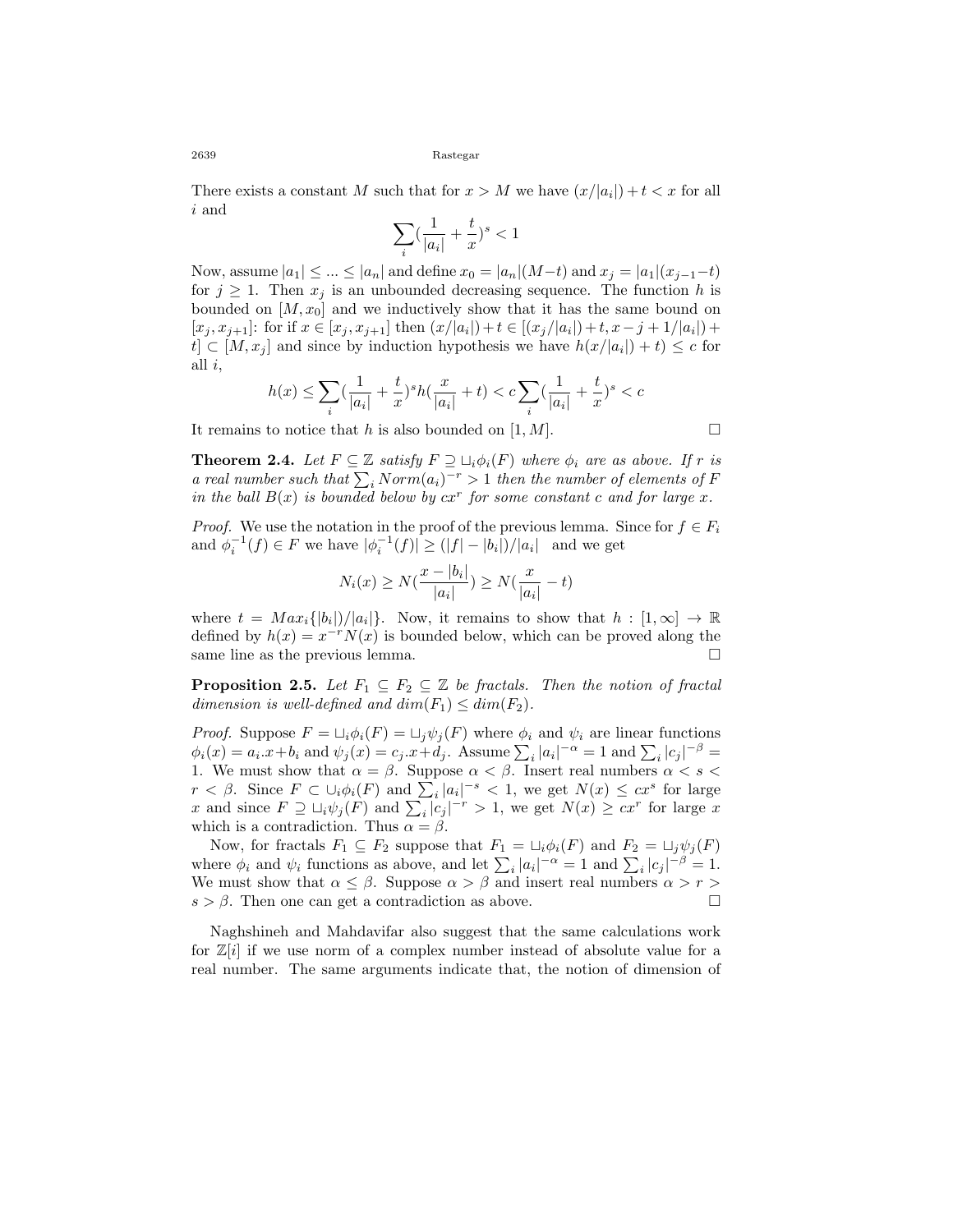There exists a constant $M$ such that for $x > M$ we have $(x/|a_i|) + t < x$ for all $i$ and

$$\sum_i (\frac{1}{|a_i|} + \frac{t}{x})^s < 1$$

Now, assume $|a_1| \leq ... \leq |a_n|$ and define $x_0 = |a_n|(M-t)$ and $x_j = |a_1|(x_{j-1}-t)$ for $j \geq 1$. Then $x_j$ is an unbounded decreasing sequence. The function $h$ is bounded on $[M, x_0]$ and we inductively show that it has the same bound on $[x_j, x_{j+1}]$: for if $x \in [x_j, x_{j+1}]$ then $(x/|a_i|)+t \in [(x_j/|a_i|)+t, x-j+1/|a_i|)+t] \subset [M, x_j]$ and since by induction hypothesis we have $h(x/|a_i|)+t) \leq c$ for all $i$,

$$h(x) \leq \sum_i (\frac{1}{|a_i|} + \frac{t}{x})^s h(\frac{x}{|a_i|} + t) < c \sum_i (\frac{1}{|a_i|} + \frac{t}{x})^s < c$$

It remains to notice that $h$ is also bounded on $[1, M]$. □

**Theorem 2.4.** *Let $F \subseteq \mathbb{Z}$ satisfy $F \supseteq \sqcup_i \phi_i(F)$ where $\phi_i$ are as above. If $r$ is a real number such that $\sum_i Norm(a_i)^{-r} > 1$ then the number of elements of $F$ in the ball $B(x)$ is bounded below by $cx^r$ for some constant $c$ and for large $x$.*

*Proof.* We use the notation in the proof of the previous lemma. Since for $f \in F_i$ and $\phi_i^{-1}(f) \in F$ we have $|\phi_i^{-1}(f)| \geq (|f| - |b_i|)/|a_i|$ and we get

$$N_i(x) \geq N(\frac{x - |b_i|}{|a_i|}) \geq N(\frac{x}{|a_i|} - t)$$

where $t = Max_i\{|b_i|)/|a_i|\}$. Now, it remains to show that $h : [1, \infty] \to \mathbb{R}$ defined by $h(x) = x^{-r}N(x)$ is bounded below, which can be proved along the same line as the previous lemma. □

**Proposition 2.5.** *Let $F_1 \subseteq F_2 \subseteq \mathbb{Z}$ be fractals. Then the notion of fractal dimension is well-defined and $dim(F_1) \leq dim(F_2)$.*

*Proof.* Suppose $F = \sqcup_i \phi_i(F) = \sqcup_j \psi_j(F)$ where $\phi_i$ and $\psi_i$ are linear functions $\phi_i(x) = a_i.x + b_i$ and $\psi_j(x) = c_j.x + d_j$. Assume $\sum_i |a_i|^{-\alpha} = 1$ and $\sum_i |c_j|^{-\beta} = 1$. We must show that $\alpha = \beta$. Suppose $\alpha < \beta$. Insert real numbers $\alpha < s < r < \beta$. Since $F \subset \cup_i \phi_i(F)$ and $\sum_i |a_i|^{-s} < 1$, we get $N(x) \leq cx^s$ for large $x$ and since $F \supseteq \sqcup_i \psi_j(F)$ and $\sum_i |c_j|^{-r} > 1$, we get $N(x) \geq cx^r$ for large $x$ which is a contradiction. Thus $\alpha = \beta$.

Now, for fractals $F_1 \subseteq F_2$ suppose that $F_1 = \sqcup_i \phi_i(F)$ and $F_2 = \sqcup_j \psi_j(F)$ where $\phi_i$ and $\psi_i$ functions as above, and let $\sum_i |a_i|^{-\alpha} = 1$ and $\sum_i |c_j|^{-\beta} = 1$. We must show that $\alpha \leq \beta$. Suppose $\alpha > \beta$ and insert real numbers $\alpha > r > s > \beta$. Then one can get a contradiction as above. □

Naghshineh and Mahdavifar also suggest that the same calculations work for $\mathbb{Z}[i]$ if we use norm of a complex number instead of absolute value for a real number. The same arguments indicate that, the notion of dimension of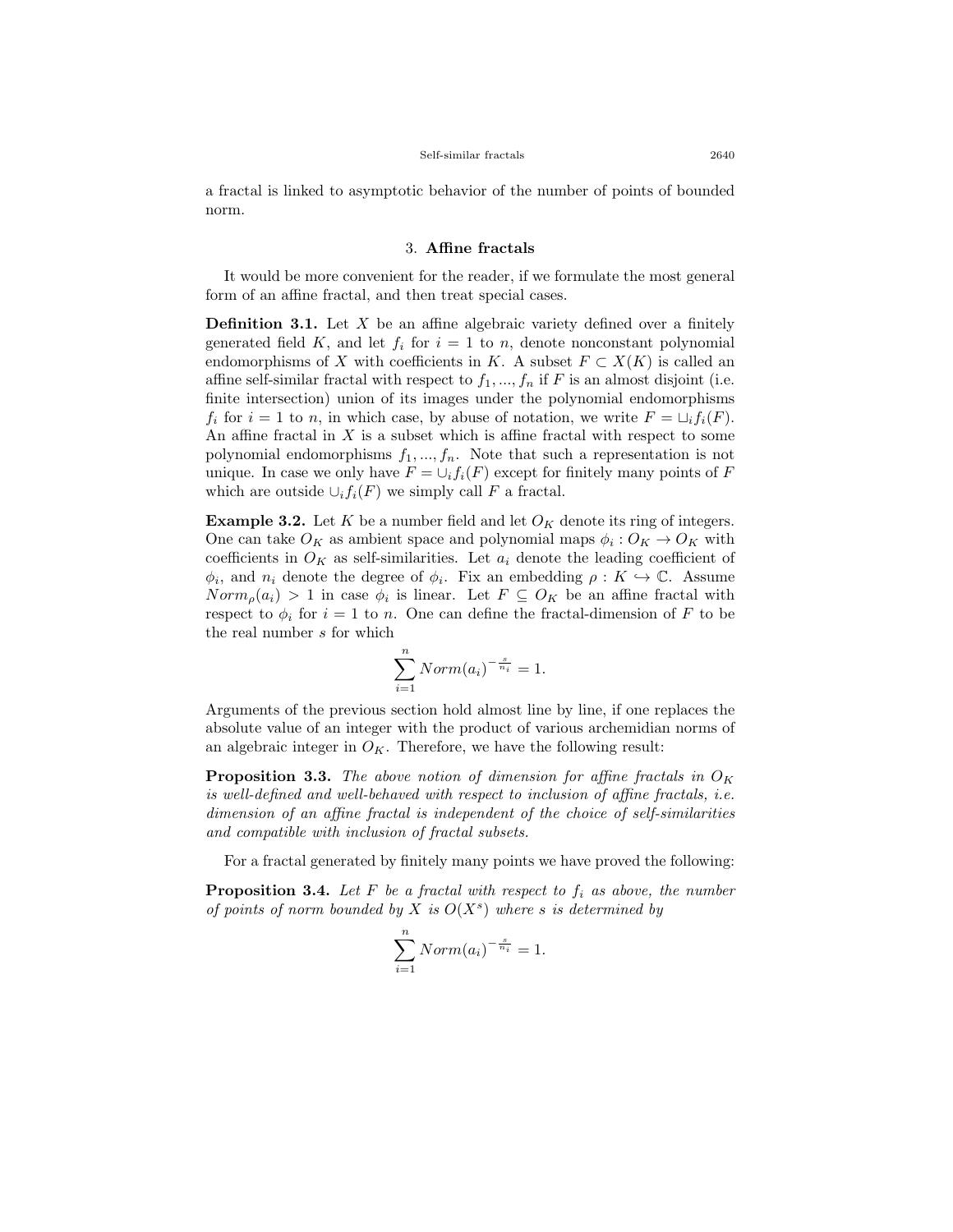a fractal is linked to asymptotic behavior of the number of points of bounded norm.

## 3. **Affine fractals**

It would be more convenient for the reader, if we formulate the most general form of an affine fractal, and then treat special cases.

**Definition 3.1.** Let $X$ be an affine algebraic variety defined over a finitely generated field $K$, and let $f_i$ for $i = 1$ to $n$, denote nonconstant polynomial endomorphisms of $X$ with coefficients in $K$. A subset $F \subset X(K)$ is called an affine self-similar fractal with respect to $f_1, ..., f_n$ if $F$ is an almost disjoint (i.e. finite intersection) union of its images under the polynomial endomorphisms $f_i$ for $i = 1$ to $n$, in which case, by abuse of notation, we write $F = \sqcup_i f_i(F)$. An affine fractal in $X$ is a subset which is affine fractal with respect to some polynomial endomorphisms $f_1, ..., f_n$. Note that such a representation is not unique. In case we only have $F = \cup_i f_i(F)$ except for finitely many points of $F$ which are outside $\cup_i f_i(F)$ we simply call $F$ a fractal.

**Example 3.2.** Let $K$ be a number field and let $O_K$ denote its ring of integers. One can take $O_K$ as ambient space and polynomial maps $\phi_i : O_K \to O_K$ with coefficients in $O_K$ as self-similarities. Let $a_i$ denote the leading coefficient of $\phi_i$, and $n_i$ denote the degree of $\phi_i$. Fix an embedding $\rho : K \hookrightarrow \mathbb{C}$. Assume $Norm_\rho(a_i) > 1$ in case $\phi_i$ is linear. Let $F \subseteq O_K$ be an affine fractal with respect to $\phi_i$ for $i = 1$ to $n$. One can define the fractal-dimension of $F$ to be the real number $s$ for which

$$\sum_{i=1}^{n} Norm(a_i)^{-\frac{s}{n_i}} = 1.$$

Arguments of the previous section hold almost line by line, if one replaces the absolute value of an integer with the product of various archemidian norms of an algebraic integer in $O_K$. Therefore, we have the following result:

**Proposition 3.3.** *The above notion of dimension for affine fractals in $O_K$ is well-defined and well-behaved with respect to inclusion of affine fractals, i.e. dimension of an affine fractal is independent of the choice of self-similarities and compatible with inclusion of fractal subsets.*

For a fractal generated by finitely many points we have proved the following:

**Proposition 3.4.** *Let $F$ be a fractal with respect to $f_i$ as above, the number of points of norm bounded by $X$ is $O(X^s)$ where $s$ is determined by*

$$\sum_{i=1}^{n} Norm(a_i)^{-\frac{s}{n_i}} = 1.$$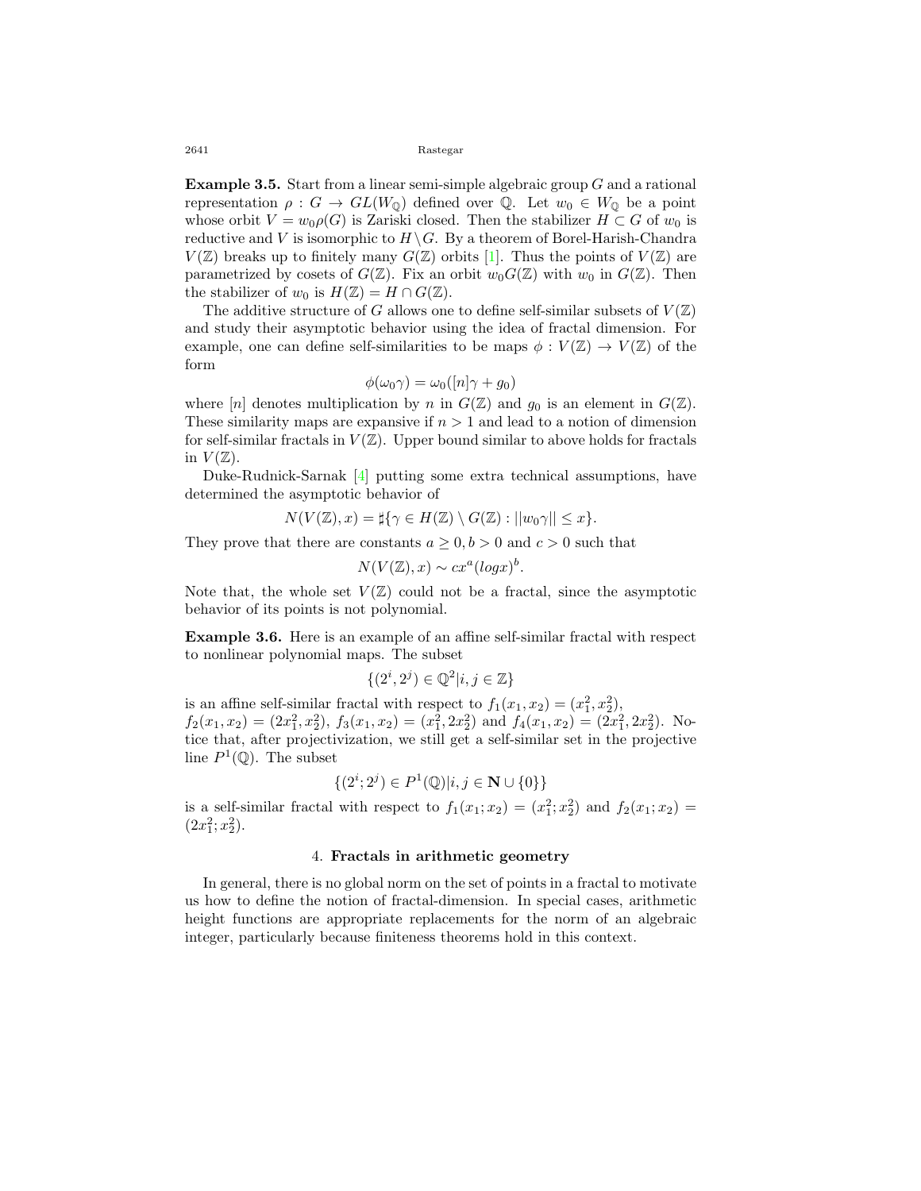**Example 3.5.** Start from a linear semi-simple algebraic group $G$ and a rational representation $\rho : G \to GL(W_{\mathbb{Q}})$ defined over $\mathbb{Q}$. Let $w_0 \in W_{\mathbb{Q}}$ be a point whose orbit $V = w_0\rho(G)$ is Zariski closed. Then the stabilizer $H \subset G$ of $w_0$ is reductive and $V$ is isomorphic to $H\backslash G$. By a theorem of Borel-Harish-Chandra $V(\mathbb{Z})$ breaks up to finitely many $G(\mathbb{Z})$ orbits [1]. Thus the points of $V(\mathbb{Z})$ are parametrized by cosets of $G(\mathbb{Z})$. Fix an orbit $w_0G(\mathbb{Z})$ with $w_0$ in $G(\mathbb{Z})$. Then the stabilizer of $w_0$ is $H(\mathbb{Z}) = H \cap G(\mathbb{Z})$.

The additive structure of $G$ allows one to define self-similar subsets of $V(\mathbb{Z})$ and study their asymptotic behavior using the idea of fractal dimension. For example, one can define self-similarities to be maps $\phi : V(\mathbb{Z}) \to V(\mathbb{Z})$ of the form

$$\phi(\omega_0\gamma) = \omega_0([n]\gamma + g_0)$$

where $[n]$ denotes multiplication by $n$ in $G(\mathbb{Z})$ and $g_0$ is an element in $G(\mathbb{Z})$. These similarity maps are expansive if $n > 1$ and lead to a notion of dimension for self-similar fractals in $V(\mathbb{Z})$. Upper bound similar to above holds for fractals in $V(\mathbb{Z})$.

Duke-Rudnick-Sarnak [4] putting some extra technical assumptions, have determined the asymptotic behavior of

$$N(V(\mathbb{Z}), x) = \sharp\{\gamma \in H(\mathbb{Z}) \setminus G(\mathbb{Z}) : ||w_0\gamma|| \leq x\}.$$

They prove that there are constants $a \geq 0, b > 0$ and $c > 0$ such that

$$N(V(\mathbb{Z}), x) \sim cx^a(logx)^b.$$

Note that, the whole set $V(\mathbb{Z})$ could not be a fractal, since the asymptotic behavior of its points is not polynomial.

**Example 3.6.** Here is an example of an affine self-similar fractal with respect to nonlinear polynomial maps. The subset

$$\{(2^i, 2^j) \in \mathbb{Q}^2 | i, j \in \mathbb{Z}\}$$

is an affine self-similar fractal with respect to $f_1(x_1, x_2) = (x_1^2, x_2^2)$, $f_2(x_1, x_2) = (2x_1^2, x_2^2)$, $f_3(x_1, x_2) = (x_1^2, 2x_2^2)$ and $f_4(x_1, x_2) = (2x_1^2, 2x_2^2)$. Notice that, after projectivization, we still get a self-similar set in the projective line $P^1(\mathbb{Q})$. The subset

$$\{(2^i; 2^j) \in P^1(\mathbb{Q}) | i, j \in \mathbf{N} \cup \{0\}\}$$

is a self-similar fractal with respect to $f_1(x_1; x_2) = (x_1^2; x_2^2)$ and $f_2(x_1; x_2) = (2x_1^2; x_2^2)$.

## 4. **Fractals in arithmetic geometry**

In general, there is no global norm on the set of points in a fractal to motivate us how to define the notion of fractal-dimension. In special cases, arithmetic height functions are appropriate replacements for the norm of an algebraic integer, particularly because finiteness theorems hold in this context.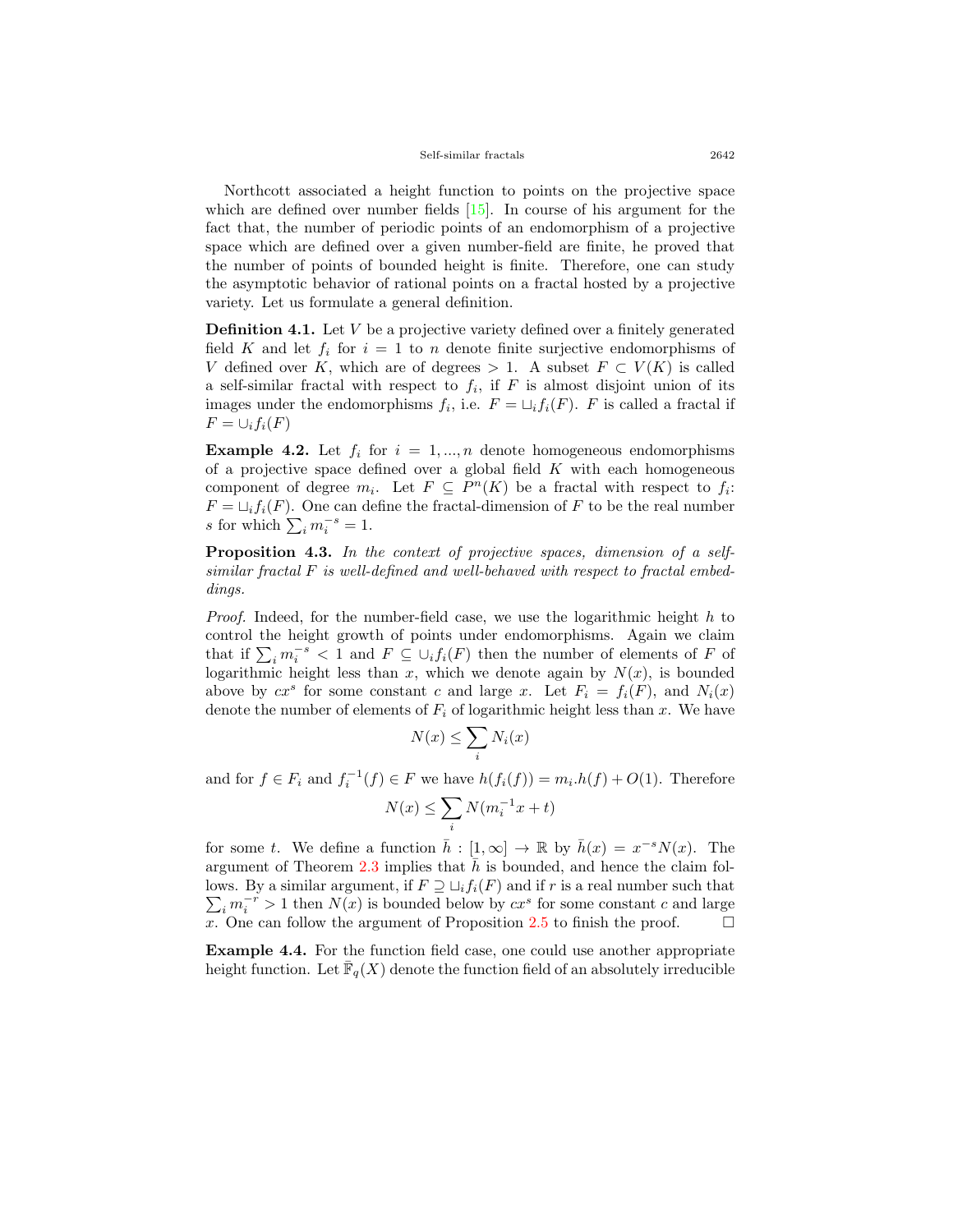Northcott associated a height function to points on the projective space which are defined over number fields [15]. In course of his argument for the fact that, the number of periodic points of an endomorphism of a projective space which are defined over a given number-field are finite, he proved that the number of points of bounded height is finite. Therefore, one can study the asymptotic behavior of rational points on a fractal hosted by a projective variety. Let us formulate a general definition.

**Definition 4.1.** Let $V$ be a projective variety defined over a finitely generated field $K$ and let $f_i$ for $i = 1$ to $n$ denote finite surjective endomorphisms of $V$ defined over $K$, which are of degrees $> 1$. A subset $F \subset V(K)$ is called a self-similar fractal with respect to $f_i$, if $F$ is almost disjoint union of its images under the endomorphisms $f_i$, i.e. $F = \sqcup_i f_i(F)$. $F$ is called a fractal if $F = \cup_i f_i(F)$

**Example 4.2.** Let $f_i$ for $i = 1, ..., n$ denote homogeneous endomorphisms of a projective space defined over a global field $K$ with each homogeneous component of degree $m_i$. Let $F \subseteq P^n(K)$ be a fractal with respect to $f_i$: $F = \sqcup_i f_i(F)$. One can define the fractal-dimension of $F$ to be the real number $s$ for which $\sum_i m_i^{-s} = 1$.

**Proposition 4.3.** *In the context of projective spaces, dimension of a self-similar fractal $F$ is well-defined and well-behaved with respect to fractal embeddings.*

*Proof.* Indeed, for the number-field case, we use the logarithmic height $h$ to control the height growth of points under endomorphisms. Again we claim that if $\sum_i m_i^{-s} < 1$ and $F \subseteq \cup_i f_i(F)$ then the number of elements of $F$ of logarithmic height less than $x$, which we denote again by $N(x)$, is bounded above by $cx^s$ for some constant $c$ and large $x$. Let $F_i = f_i(F)$, and $N_i(x)$ denote the number of elements of $F_i$ of logarithmic height less than $x$. We have

$$N(x) \leq \sum_i N_i(x)$$

and for $f \in F_i$ and $f_i^{-1}(f) \in F$ we have $h(f_i(f)) = m_i.h(f) + O(1)$. Therefore

$$N(x) \leq \sum_i N(m_i^{-1}x + t)$$

for some $t$. We define a function $\bar{h} : [1, \infty] \to \mathbb{R}$ by $\bar{h}(x) = x^{-s}N(x)$. The argument of Theorem 2.3 implies that $\bar{h}$ is bounded, and hence the claim follows. By a similar argument, if $F \supseteq \sqcup_i f_i(F)$ and if $r$ is a real number such that $\sum_i m_i^{-r} > 1$ then $N(x)$ is bounded below by $cx^s$ for some constant $c$ and large $x$. One can follow the argument of Proposition 2.5 to finish the proof. $\square$

**Example 4.4.** For the function field case, one could use another appropriate height function. Let $\bar{\mathbb{F}}_q(X)$ denote the function field of an absolutely irreducible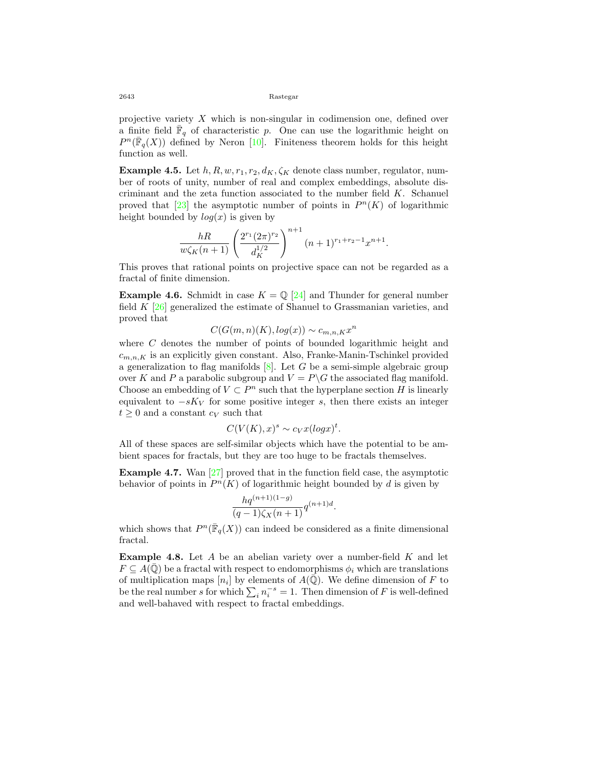projective variety $X$ which is non-singular in codimension one, defined over a finite field $\bar{\mathbb{F}}_q$ of characteristic $p$. One can use the logarithmic height on $P^n(\bar{\mathbb{F}}_q(X))$ defined by Neron [10]. Finiteness theorem holds for this height function as well.

**Example 4.5.** Let $h, R, w, r_1, r_2, d_K, \zeta_K$ denote class number, regulator, number of roots of unity, number of real and complex embeddings, absolute discriminant and the zeta function associated to the number field $K$. Schanuel proved that [23] the asymptotic number of points in $P^n(K)$ of logarithmic height bounded by $log(x)$ is given by

$$\frac{hR}{w\zeta_K(n+1)}\left(\frac{2^{r_1}(2\pi)^{r_2}}{d_K^{1/2}}\right)^{n+1}(n+1)^{r_1+r_2-1}x^{n+1}.$$

This proves that rational points on projective space can not be regarded as a fractal of finite dimension.

**Example 4.6.** Schmidt in case $K = \mathbb{Q}$ [24] and Thunder for general number field $K$ [26] generalized the estimate of Shanuel to Grassmanian varieties, and proved that

$$C(G(m,n)(K), log(x)) \sim c_{m,n,K}x^n$$

where $C$ denotes the number of points of bounded logarithmic height and $c_{m,n,K}$ is an explicitly given constant. Also, Franke-Manin-Tschinkel provided a generalization to flag manifolds [8]. Let $G$ be a semi-simple algebraic group over $K$ and $P$ a parabolic subgroup and $V = P\backslash G$ the associated flag manifold. Choose an embedding of $V \subset P^n$ such that the hyperplane section $H$ is linearly equivalent to $-sK_V$ for some positive integer $s$, then there exists an integer $t \geq 0$ and a constant $c_V$ such that

$$C(V(K), x)^s \sim c_V x(logx)^t.$$

All of these spaces are self-similar objects which have the potential to be ambient spaces for fractals, but they are too huge to be fractals themselves.

**Example 4.7.** Wan [27] proved that in the function field case, the asymptotic behavior of points in $P^n(K)$ of logarithmic height bounded by $d$ is given by

$$\frac{hq^{(n+1)(1-g)}}{(q-1)\zeta_X(n+1)}q^{(n+1)d}.$$

which shows that $P^n(\bar{\mathbb{F}}_q(X))$ can indeed be considered as a finite dimensional fractal.

**Example 4.8.** Let $A$ be an abelian variety over a number-field $K$ and let $F \subseteq A(\bar{\mathbb{Q}})$ be a fractal with respect to endomorphisms $\phi_i$ which are translations of multiplication maps $[n_i]$ by elements of $A(\bar{\mathbb{Q}})$. We define dimension of $F$ to be the real number $s$ for which $\sum_i n_i^{-s} = 1$. Then dimension of $F$ is well-defined and well-bahaved with respect to fractal embeddings.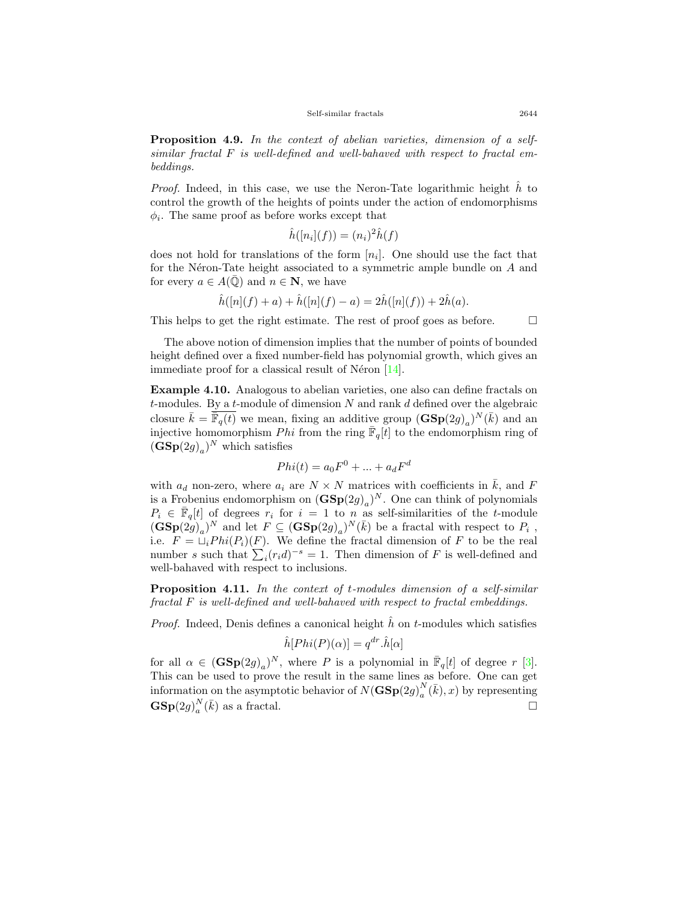**Proposition 4.9.** *In the context of abelian varieties, dimension of a self-similar fractal $F$ is well-defined and well-bahaved with respect to fractal embeddings.*

*Proof.* Indeed, in this case, we use the Neron-Tate logarithmic height $\hat{h}$ to control the growth of the heights of points under the action of endomorphisms $\phi_i$. The same proof as before works except that

$$\hat{h}([n_i](f)) = (n_i)^2 \hat{h}(f)$$

does not hold for translations of the form $[n_i]$. One should use the fact that for the Néron-Tate height associated to a symmetric ample bundle on $A$ and for every $a \in A(\bar{\mathbb{Q}})$ and $n \in \mathbf{N}$, we have

$$\hat{h}([n](f) + a) + \hat{h}([n](f) - a) = 2\hat{h}([n](f)) + 2\hat{h}(a).$$

This helps to get the right estimate. The rest of proof goes as before. $\square$

The above notion of dimension implies that the number of points of bounded height defined over a fixed number-field has polynomial growth, which gives an immediate proof for a classical result of Néron [14].

**Example 4.10.** Analogous to abelian varieties, one also can define fractals on $t$-modules. By a $t$-module of dimension $N$ and rank $d$ defined over the algebraic closure $\bar{k} = \overline{\mathbb{F}_q(t)}$ we mean, fixing an additive group $(\mathbf{GSp}(2g)_a)^N(\bar{k})$ and an injective homomorphism $Phi$ from the ring $\bar{\mathbb{F}}_q[t]$ to the endomorphism ring of $(\mathbf{GSp}(2g)_a)^N$ which satisfies

$$Phi(t) = a_0 F^0 + ... + a_d F^d$$

with $a_d$ non-zero, where $a_i$ are $N \times N$ matrices with coefficients in $\bar{k}$, and $F$ is a Frobenius endomorphism on $(\mathbf{GSp}(2g)_a)^N$. One can think of polynomials $P_i \in \bar{\mathbb{F}}_q[t]$ of degrees $r_i$ for $i = 1$ to $n$ as self-similarities of the $t$-module $(\mathbf{GSp}(2g)_a)^N$ and let $F \subseteq (\mathbf{GSp}(2g)_a)^N(\bar{k})$ be a fractal with respect to $P_i$ , i.e. $F = \sqcup_i Phi(P_i)(F)$. We define the fractal dimension of $F$ to be the real number $s$ such that $\sum_i (r_i d)^{-s} = 1$. Then dimension of $F$ is well-defined and well-bahaved with respect to inclusions.

**Proposition 4.11.** *In the context of $t$-modules dimension of a self-similar fractal $F$ is well-defined and well-bahaved with respect to fractal embeddings.*

*Proof.* Indeed, Denis defines a canonical height $\hat{h}$ on $t$-modules which satisfies

$$\hat{h}[Phi(P)(\alpha)] = q^{dr}.\hat{h}[\alpha]$$

for all $\alpha \in (\mathbf{GSp}(2g)_a)^N$, where $P$ is a polynomial in $\bar{\mathbb{F}}_q[t]$ of degree $r$ [3]. This can be used to prove the result in the same lines as before. One can get information on the asymptotic behavior of $N(\mathbf{GSp}(2g)_a^N(\bar{k}), x)$ by representing $\mathbf{GSp}(2g)_a^N(\bar{k})$ as a fractal. $\square$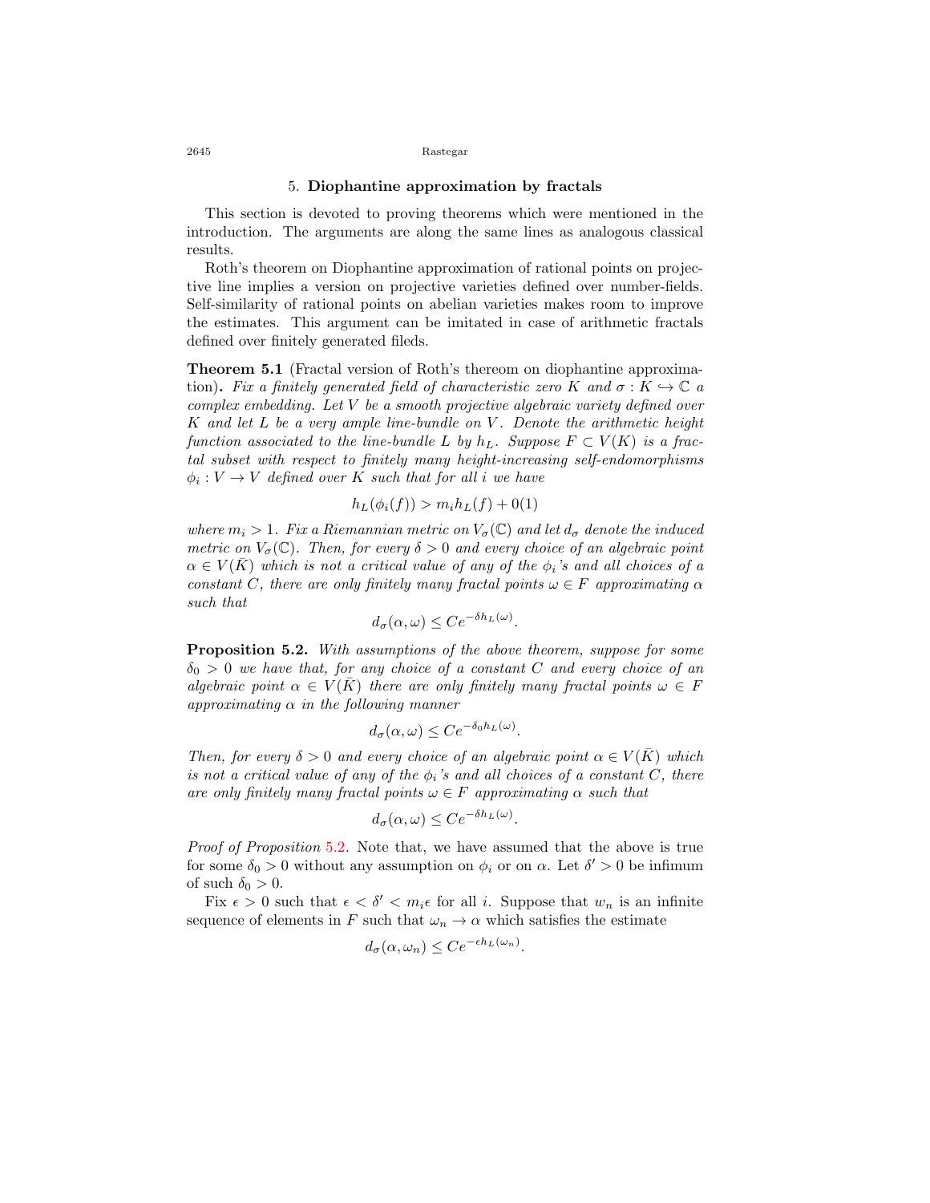## 5. **Diophantine approximation by fractals**

This section is devoted to proving theorems which were mentioned in the introduction. The arguments are along the same lines as analogous classical results.

Roth's theorem on Diophantine approximation of rational points on projective line implies a version on projective varieties defined over number-fields. Self-similarity of rational points on abelian varieties makes room to improve the estimates. This argument can be imitated in case of arithmetic fractals defined over finitely generated fileds.

**Theorem 5.1** (Fractal version of Roth's thereom on diophantine approximation)**.** *Fix a finitely generated field of characteristic zero $K$ and $\sigma : K \hookrightarrow \mathbb{C}$ a complex embedding. Let $V$ be a smooth projective algebraic variety defined over $K$ and let $L$ be a very ample line-bundle on $V$. Denote the arithmetic height function associated to the line-bundle $L$ by $h_L$. Suppose $F \subset V(K)$ is a fractal subset with respect to finitely many height-increasing self-endomorphisms $\phi_i : V \to V$ defined over $K$ such that for all $i$ we have*

$$h_L(\phi_i(f)) > m_i h_L(f) + 0(1)$$

*where $m_i > 1$. Fix a Riemannian metric on $V_\sigma(\mathbb{C})$ and let $d_\sigma$ denote the induced metric on $V_\sigma(\mathbb{C})$. Then, for every $\delta > 0$ and every choice of an algebraic point $\alpha \in V(\bar{K})$ which is not a critical value of any of the $\phi_i$'s and all choices of a constant $C$, there are only finitely many fractal points $\omega \in F$ approximating $\alpha$ such that*

$$d_\sigma(\alpha, \omega) \leq Ce^{-\delta h_L(\omega)}.$$

**Proposition 5.2.** *With assumptions of the above theorem, suppose for some $\delta_0 > 0$ we have that, for any choice of a constant $C$ and every choice of an algebraic point $\alpha \in V(\bar{K})$ there are only finitely many fractal points $\omega \in F$ approximating $\alpha$ in the following manner*

$$d_\sigma(\alpha, \omega) \leq Ce^{-\delta_0 h_L(\omega)}.$$

*Then, for every $\delta > 0$ and every choice of an algebraic point $\alpha \in V(\bar{K})$ which is not a critical value of any of the $\phi_i$'s and all choices of a constant $C$, there are only finitely many fractal points $\omega \in F$ approximating $\alpha$ such that*

$$d_\sigma(\alpha, \omega) \leq Ce^{-\delta h_L(\omega)}.$$

*Proof of Proposition 5.2.* Note that, we have assumed that the above is true for some $\delta_0 > 0$ without any assumption on $\phi_i$ or on $\alpha$. Let $\delta' > 0$ be infimum of such $\delta_0 > 0$.

Fix $\epsilon > 0$ such that $\epsilon < \delta' < m_i \epsilon$ for all $i$. Suppose that $w_n$ is an infinite sequence of elements in $F$ such that $\omega_n \to \alpha$ which satisfies the estimate

$$d_\sigma(\alpha, \omega_n) \leq Ce^{-\epsilon h_L(\omega_n)}.$$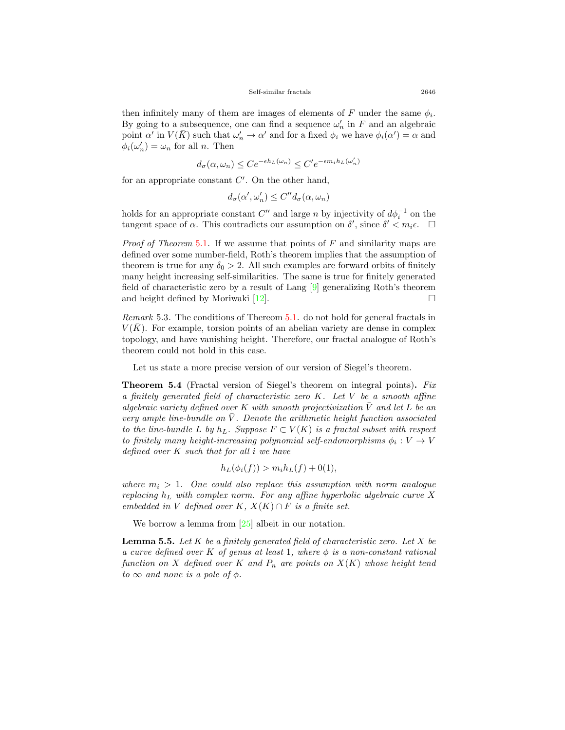then infinitely many of them are images of elements of $F$ under the same $\phi_i$. By going to a subsequence, one can find a sequence $\omega'_n$ in $F$ and an algebraic point $\alpha'$ in $V(\bar{K})$ such that $\omega'_n \to \alpha'$ and for a fixed $\phi_i$ we have $\phi_i(\alpha') = \alpha$ and $\phi_i(\omega'_n) = \omega_n$ for all $n$. Then

$$d_\sigma(\alpha, \omega_n) \leq Ce^{-\epsilon h_L(\omega_n)} \leq C' e^{-\epsilon m_i h_L(\omega'_n)}$$

for an appropriate constant $C'$. On the other hand,

$$d_\sigma(\alpha', \omega'_n) \leq C'' d_\sigma(\alpha, \omega_n)$$

holds for an appropriate constant $C''$ and large $n$ by injectivity of $d\phi_i^{-1}$ on the tangent space of $\alpha$. This contradicts our assumption on $\delta'$, since $\delta' < m_i \epsilon$. $\square$

*Proof of Theorem 5.1.* If we assume that points of $F$ and similarity maps are defined over some number-field, Roth's theorem implies that the assumption of theorem is true for any $\delta_0 > 2$. All such examples are forward orbits of finitely many height increasing self-similarities. The same is true for finitely generated field of characteristic zero by a result of Lang [9] generalizing Roth's theorem and height defined by Moriwaki [12]. $\square$

*Remark* 5.3. The conditions of Thereom 5.1. do not hold for general fractals in $V(\bar{K})$. For example, torsion points of an abelian variety are dense in complex topology, and have vanishing height. Therefore, our fractal analogue of Roth's theorem could not hold in this case.

Let us state a more precise version of our version of Siegel's theorem.

**Theorem 5.4** (Fractal version of Siegel's theorem on integral points)**.** *Fix a finitely generated field of characteristic zero $K$. Let $V$ be a smooth affine algebraic variety defined over $K$ with smooth projectivization $\bar{V}$ and let $L$ be an very ample line-bundle on $\bar{V}$. Denote the arithmetic height function associated to the line-bundle $L$ by $h_L$. Suppose $F \subset V(K)$ is a fractal subset with respect to finitely many height-increasing polynomial self-endomorphisms $\phi_i : V \to V$ defined over $K$ such that for all $i$ we have*

$$h_L(\phi_i(f)) > m_i h_L(f) + 0(1),$$

*where $m_i > 1$. One could also replace this assumption with norm analogue replacing $h_L$ with complex norm. For any affine hyperbolic algebraic curve $X$ embedded in $V$ defined over $K$, $X(K) \cap F$ is a finite set.*

We borrow a lemma from [25] albeit in our notation.

**Lemma 5.5.** *Let $K$ be a finitely generated field of characteristic zero. Let $X$ be a curve defined over $K$ of genus at least 1, where $\phi$ is a non-constant rational function on $X$ defined over $K$ and $P_n$ are points on $X(K)$ whose height tend to $\infty$ and none is a pole of $\phi$.*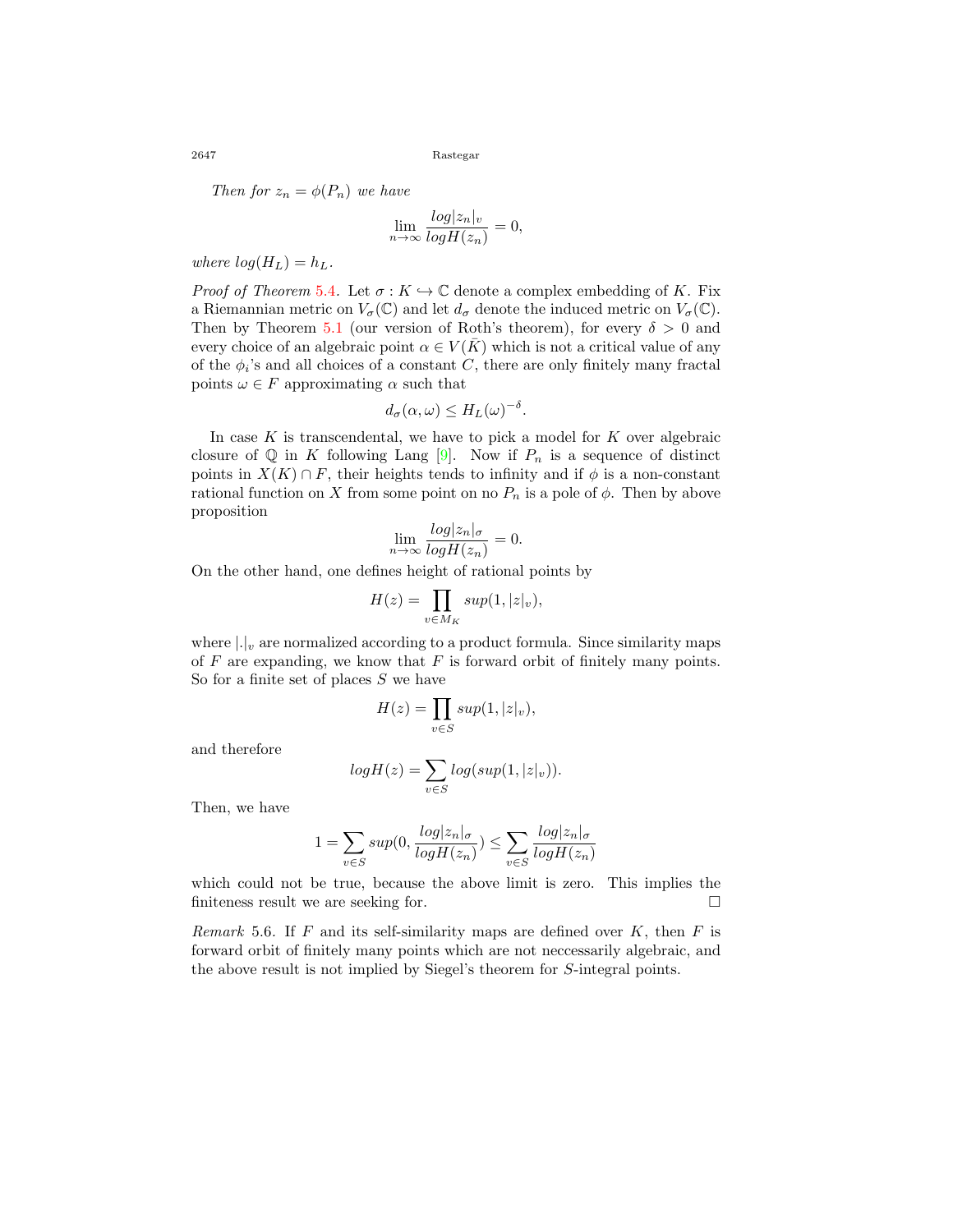*Then for $z_n = \phi(P_n)$ we have*

$$\lim_{n\to\infty} \frac{log|z_n|_v}{logH(z_n)} = 0,$$

*where $log(H_L) = h_L$.*

*Proof of Theorem 5.4.* Let $\sigma : K \hookrightarrow \mathbb{C}$ denote a complex embedding of $K$. Fix a Riemannian metric on $V_\sigma(\mathbb{C})$ and let $d_\sigma$ denote the induced metric on $V_\sigma(\mathbb{C})$. Then by Theorem 5.1 (our version of Roth's theorem), for every $\delta > 0$ and every choice of an algebraic point $\alpha \in V(\bar{K})$ which is not a critical value of any of the $\phi_i$'s and all choices of a constant $C$, there are only finitely many fractal points $\omega \in F$ approximating $\alpha$ such that

$$d_\sigma(\alpha, \omega) \leq H_L(\omega)^{-\delta}.$$

In case $K$ is transcendental, we have to pick a model for $K$ over algebraic closure of $\mathbb{Q}$ in $K$ following Lang [9]. Now if $P_n$ is a sequence of distinct points in $X(K) \cap F$, their heights tends to infinity and if $\phi$ is a non-constant rational function on $X$ from some point on no $P_n$ is a pole of $\phi$. Then by above proposition

$$\lim_{n\to\infty} \frac{log|z_n|_\sigma}{logH(z_n)} = 0.$$

On the other hand, one defines height of rational points by

$$H(z) = \prod_{v \in M_K} sup(1, |z|_v),$$

where $|.|_v$ are normalized according to a product formula. Since similarity maps of $F$ are expanding, we know that $F$ is forward orbit of finitely many points. So for a finite set of places $S$ we have

$$H(z) = \prod_{v \in S} sup(1, |z|_v),$$

and therefore

$$logH(z) = \sum_{v \in S} log(sup(1, |z|_v)).$$

Then, we have

$$1 = \sum_{v \in S} sup(0, \frac{log|z_n|_\sigma}{logH(z_n)}) \leq \sum_{v \in S} \frac{log|z_n|_\sigma}{logH(z_n)}$$

which could not be true, because the above limit is zero. This implies the finiteness result we are seeking for. □

*Remark* 5.6. If $F$ and its self-similarity maps are defined over $K$, then $F$ is forward orbit of finitely many points which are not neccessarily algebraic, and the above result is not implied by Siegel's theorem for $S$-integral points.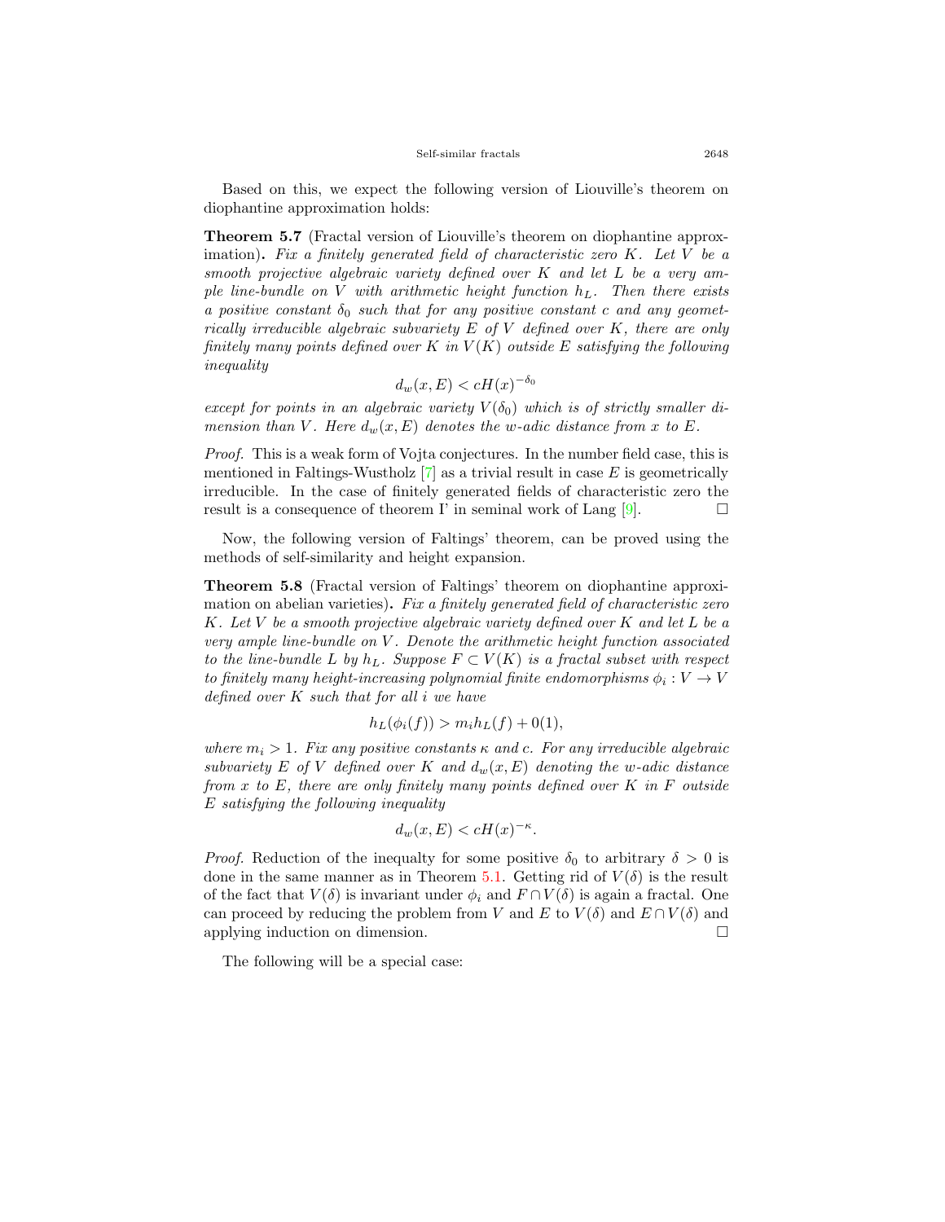Based on this, we expect the following version of Liouville's theorem on diophantine approximation holds:

**Theorem 5.7** (Fractal version of Liouville's theorem on diophantine approximation)**.** *Fix a finitely generated field of characteristic zero $K$. Let $V$ be a smooth projective algebraic variety defined over $K$ and let $L$ be a very ample line-bundle on $V$ with arithmetic height function $h_L$. Then there exists a positive constant $\delta_0$ such that for any positive constant $c$ and any geometrically irreducible algebraic subvariety $E$ of $V$ defined over $K$, there are only finitely many points defined over $K$ in $V(K)$ outside $E$ satisfying the following inequality*

$$d_w(x, E) < cH(x)^{-\delta_0}$$

*except for points in an algebraic variety $V(\delta_0)$ which is of strictly smaller dimension than $V$. Here $d_w(x, E)$ denotes the $w$-adic distance from $x$ to $E$.*

*Proof.* This is a weak form of Vojta conjectures. In the number field case, this is mentioned in Faltings-Wustholz [7] as a trivial result in case $E$ is geometrically irreducible. In the case of finitely generated fields of characteristic zero the result is a consequence of theorem I' in seminal work of Lang [9]. □

Now, the following version of Faltings' theorem, can be proved using the methods of self-similarity and height expansion.

**Theorem 5.8** (Fractal version of Faltings' theorem on diophantine approximation on abelian varieties)**.** *Fix a finitely generated field of characteristic zero $K$. Let $V$ be a smooth projective algebraic variety defined over $K$ and let $L$ be a very ample line-bundle on $V$. Denote the arithmetic height function associated to the line-bundle $L$ by $h_L$. Suppose $F \subset V(K)$ is a fractal subset with respect to finitely many height-increasing polynomial finite endomorphisms $\phi_i : V \to V$ defined over $K$ such that for all $i$ we have*

$$h_L(\phi_i(f)) > m_i h_L(f) + 0(1),$$

*where $m_i > 1$. Fix any positive constants $\kappa$ and $c$. For any irreducible algebraic subvariety $E$ of $V$ defined over $K$ and $d_w(x, E)$ denoting the $w$-adic distance from $x$ to $E$, there are only finitely many points defined over $K$ in $F$ outside $E$ satisfying the following inequality*

$$d_w(x, E) < cH(x)^{-\kappa}.$$

*Proof.* Reduction of the inequalty for some positive $\delta_0$ to arbitrary $\delta > 0$ is done in the same manner as in Theorem 5.1. Getting rid of $V(\delta)$ is the result of the fact that $V(\delta)$ is invariant under $\phi_i$ and $F \cap V(\delta)$ is again a fractal. One can proceed by reducing the problem from $V$ and $E$ to $V(\delta)$ and $E \cap V(\delta)$ and applying induction on dimension. □

The following will be a special case: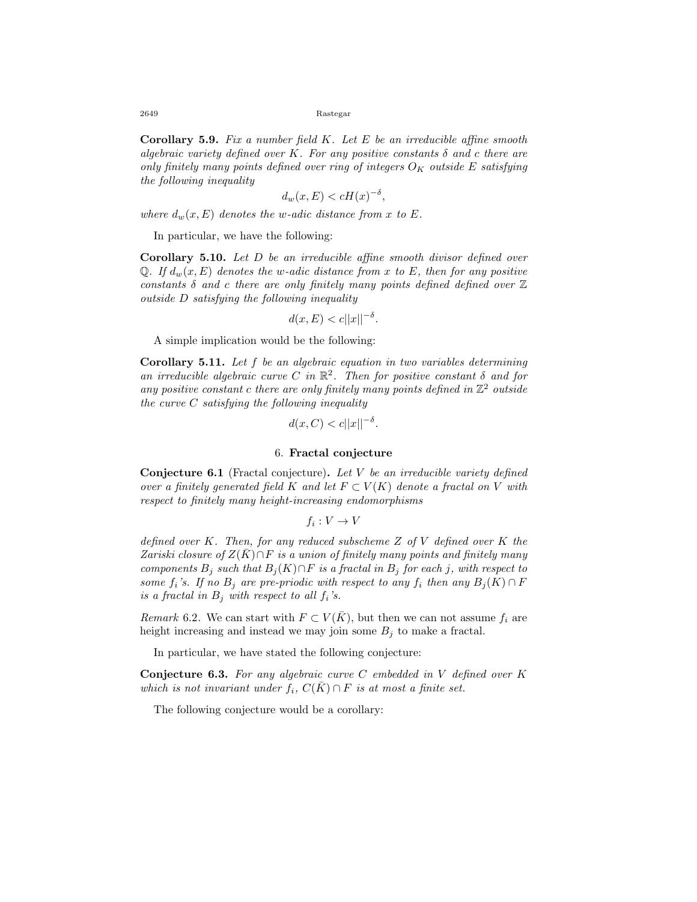**Corollary 5.9.** *Fix a number field $K$. Let $E$ be an irreducible affine smooth algebraic variety defined over $K$. For any positive constants $\delta$ and $c$ there are only finitely many points defined over ring of integers $O_K$ outside $E$ satisfying the following inequality*

$$d_w(x, E) < cH(x)^{-\delta},$$

*where $d_w(x, E)$ denotes the $w$-adic distance from $x$ to $E$.*

In particular, we have the following:

**Corollary 5.10.** *Let $D$ be an irreducible affine smooth divisor defined over $\mathbb{Q}$. If $d_w(x, E)$ denotes the $w$-adic distance from $x$ to $E$, then for any positive constants $\delta$ and $c$ there are only finitely many points defined defined over $\mathbb{Z}$ outside $D$ satisfying the following inequality*

$$d(x, E) < c||x||^{-\delta}.$$

A simple implication would be the following:

**Corollary 5.11.** *Let $f$ be an algebraic equation in two variables determining an irreducible algebraic curve $C$ in $\mathbb{R}^2$. Then for positive constant $\delta$ and for any positive constant $c$ there are only finitely many points defined in $\mathbb{Z}^2$ outside the curve $C$ satisfying the following inequality*

$$d(x, C) < c||x||^{-\delta}.$$

## 6. **Fractal conjecture**

**Conjecture 6.1** (Fractal conjecture)**.** *Let $V$ be an irreducible variety defined over a finitely generated field $K$ and let $F \subset V(K)$ denote a fractal on $V$ with respect to finitely many height-increasing endomorphisms*

$$f_i : V \to V$$

*defined over $K$. Then, for any reduced subscheme $Z$ of $V$ defined over $K$ the Zariski closure of $Z(\bar{K}) \cap F$ is a union of finitely many points and finitely many components $B_j$ such that $B_j(K) \cap F$ is a fractal in $B_j$ for each $j$, with respect to some $f_i$'s. If no $B_j$ are pre-priodic with respect to any $f_i$ then any $B_j(K) \cap F$ is a fractal in $B_j$ with respect to all $f_i$'s.*

*Remark* 6.2. We can start with $F \subset V(\bar{K})$, but then we can not assume $f_i$ are height increasing and instead we may join some $B_j$ to make a fractal.

In particular, we have stated the following conjecture:

**Conjecture 6.3.** *For any algebraic curve $C$ embedded in $V$ defined over $K$ which is not invariant under $f_i$, $C(\bar{K}) \cap F$ is at most a finite set.*

The following conjecture would be a corollary: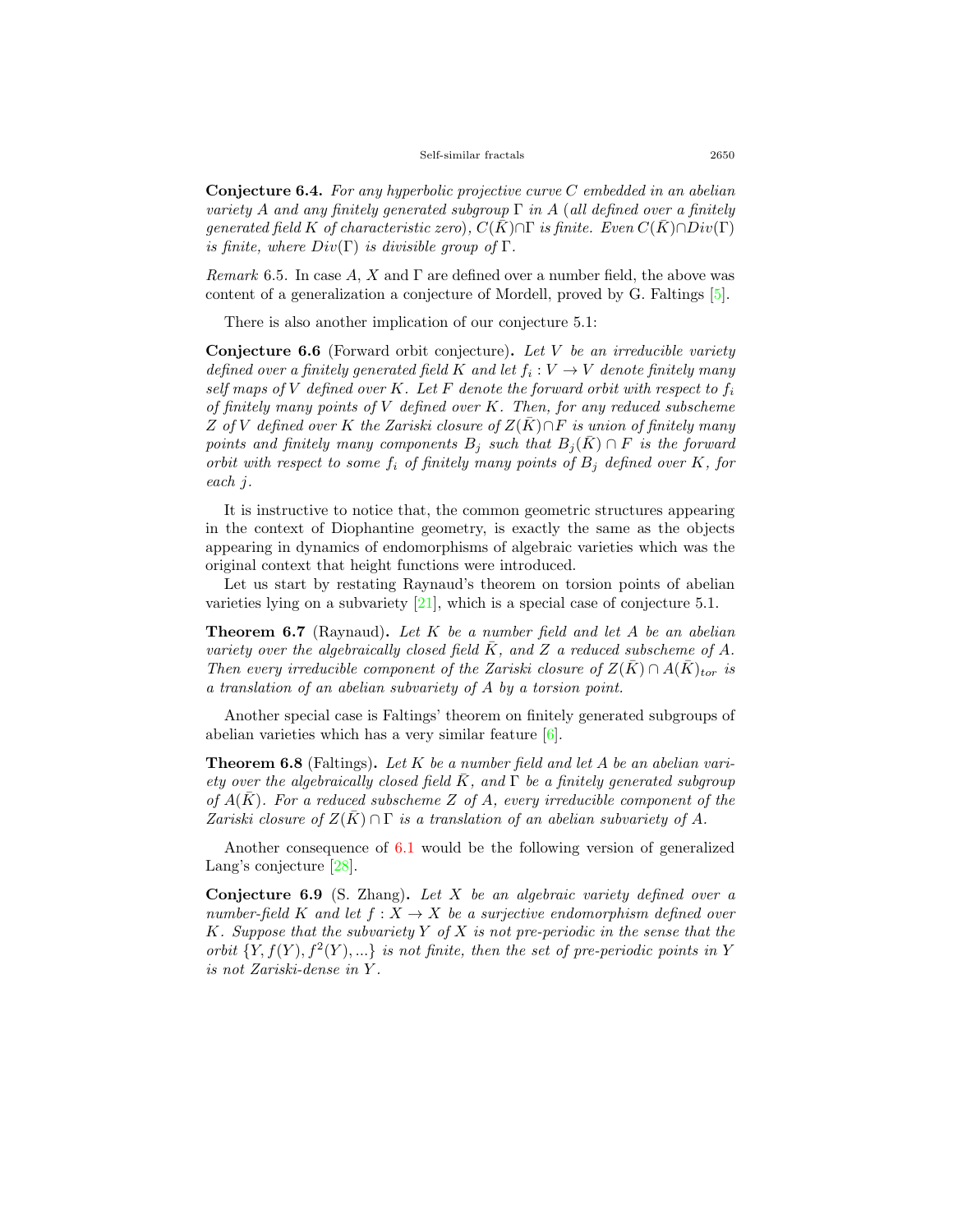**Conjecture 6.4.** *For any hyperbolic projective curve $C$ embedded in an abelian variety $A$ and any finitely generated subgroup $\Gamma$ in $A$ (all defined over a finitely generated field $K$ of characteristic zero), $C(\bar{K})\cap\Gamma$ is finite. Even $C(\bar{K})\cap Div(\Gamma)$ is finite, where $Div(\Gamma)$ is divisible group of $\Gamma$.*

*Remark* 6.5. In case $A$, $X$ and $\Gamma$ are defined over a number field, the above was content of a generalization a conjecture of Mordell, proved by G. Faltings [5].

There is also another implication of our conjecture 5.1:

**Conjecture 6.6** (Forward orbit conjecture)**.** *Let $V$ be an irreducible variety defined over a finitely generated field $K$ and let $f_i : V \to V$ denote finitely many self maps of $V$ defined over $K$. Let $F$ denote the forward orbit with respect to $f_i$ of finitely many points of $V$ defined over $K$. Then, for any reduced subscheme $Z$ of $V$ defined over $K$ the Zariski closure of $Z(\bar{K})\cap F$ is union of finitely many points and finitely many components $B_j$ such that $B_j(\bar{K}) \cap F$ is the forward orbit with respect to some $f_i$ of finitely many points of $B_j$ defined over $K$, for each $j$.*

It is instructive to notice that, the common geometric structures appearing in the context of Diophantine geometry, is exactly the same as the objects appearing in dynamics of endomorphisms of algebraic varieties which was the original context that height functions were introduced.

Let us start by restating Raynaud's theorem on torsion points of abelian varieties lying on a subvariety [21], which is a special case of conjecture 5.1.

**Theorem 6.7** (Raynaud)**.** *Let $K$ be a number field and let $A$ be an abelian variety over the algebraically closed field $\bar{K}$, and $Z$ a reduced subscheme of $A$. Then every irreducible component of the Zariski closure of $Z(\bar{K}) \cap A(\bar{K})_{tor}$ is a translation of an abelian subvariety of $A$ by a torsion point.*

Another special case is Faltings' theorem on finitely generated subgroups of abelian varieties which has a very similar feature [6].

**Theorem 6.8** (Faltings)**.** *Let $K$ be a number field and let $A$ be an abelian variety over the algebraically closed field $\bar{K}$, and $\Gamma$ be a finitely generated subgroup of $A(\bar{K})$. For a reduced subscheme $Z$ of $A$, every irreducible component of the Zariski closure of $Z(\bar{K}) \cap \Gamma$ is a translation of an abelian subvariety of $A$.*

Another consequence of 6.1 would be the following version of generalized Lang's conjecture [28].

**Conjecture 6.9** (S. Zhang)**.** *Let $X$ be an algebraic variety defined over a number-field $K$ and let $f : X \to X$ be a surjective endomorphism defined over $K$. Suppose that the subvariety $Y$ of $X$ is not pre-periodic in the sense that the orbit $\{Y, f(Y), f^2(Y), ...\}$ is not finite, then the set of pre-periodic points in $Y$ is not Zariski-dense in $Y$.*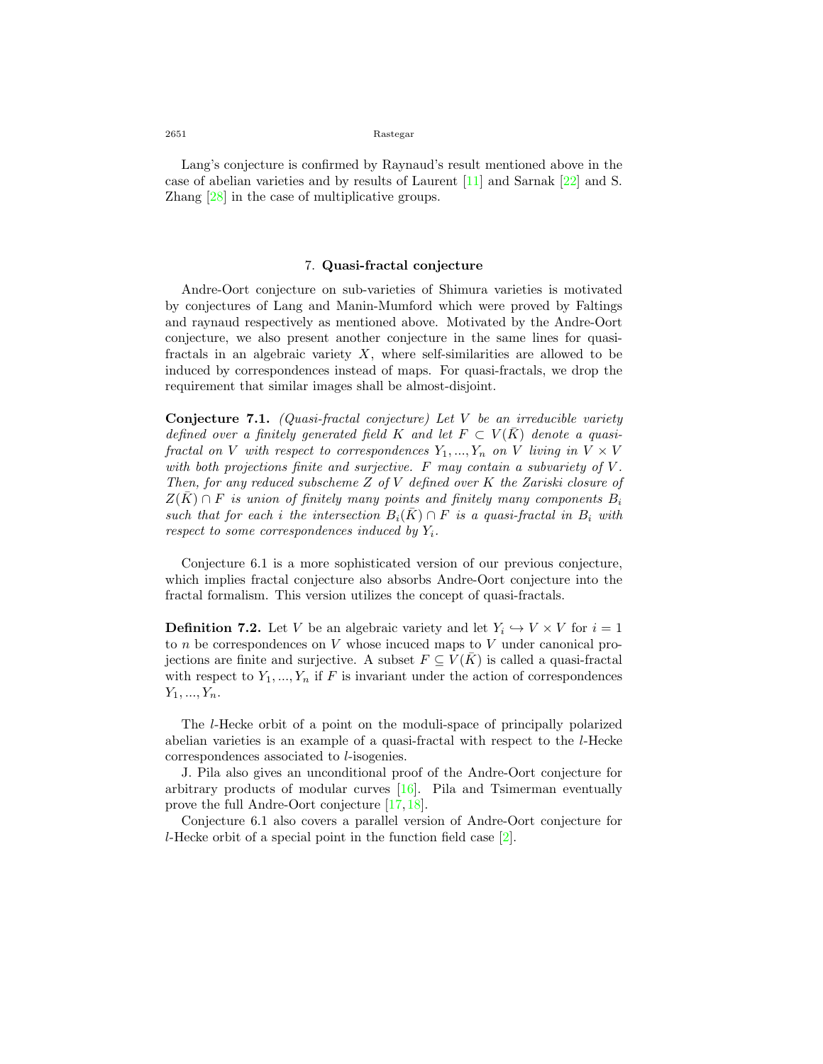Lang's conjecture is confirmed by Raynaud's result mentioned above in the case of abelian varieties and by results of Laurent [11] and Sarnak [22] and S. Zhang [28] in the case of multiplicative groups.

## 7. Quasi-fractal conjecture

Andre-Oort conjecture on sub-varieties of Shimura varieties is motivated by conjectures of Lang and Manin-Mumford which were proved by Faltings and raynaud respectively as mentioned above. Motivated by the Andre-Oort conjecture, we also present another conjecture in the same lines for quasi-fractals in an algebraic variety $X$, where self-similarities are allowed to be induced by correspondences instead of maps. For quasi-fractals, we drop the requirement that similar images shall be almost-disjoint.

**Conjecture 7.1.** *(Quasi-fractal conjecture) Let $V$ be an irreducible variety defined over a finitely generated field $K$ and let $F \subset V(\bar{K})$ denote a quasi-fractal on $V$ with respect to correspondences $Y_1, ..., Y_n$ on $V$ living in $V \times V$ with both projections finite and surjective. $F$ may contain a subvariety of $V$. Then, for any reduced subscheme $Z$ of $V$ defined over $K$ the Zariski closure of $Z(\bar{K}) \cap F$ is union of finitely many points and finitely many components $B_i$ such that for each $i$ the intersection $B_i(\bar{K}) \cap F$ is a quasi-fractal in $B_i$ with respect to some correspondences induced by $Y_i$.*

Conjecture 6.1 is a more sophisticated version of our previous conjecture, which implies fractal conjecture also absorbs Andre-Oort conjecture into the fractal formalism. This version utilizes the concept of quasi-fractals.

**Definition 7.2.** Let $V$ be an algebraic variety and let $Y_i \hookrightarrow V \times V$ for $i = 1$ to $n$ be correspondences on $V$ whose incuced maps to $V$ under canonical projections are finite and surjective. A subset $F \subseteq V(\bar{K})$ is called a quasi-fractal with respect to $Y_1, ..., Y_n$ if $F$ is invariant under the action of correspondences $Y_1, ..., Y_n$.

The $l$-Hecke orbit of a point on the moduli-space of principally polarized abelian varieties is an example of a quasi-fractal with respect to the $l$-Hecke correspondences associated to $l$-isogenies.

J. Pila also gives an unconditional proof of the Andre-Oort conjecture for arbitrary products of modular curves [16]. Pila and Tsimerman eventually prove the full Andre-Oort conjecture [17,18].

Conjecture 6.1 also covers a parallel version of Andre-Oort conjecture for $l$-Hecke orbit of a special point in the function field case [2].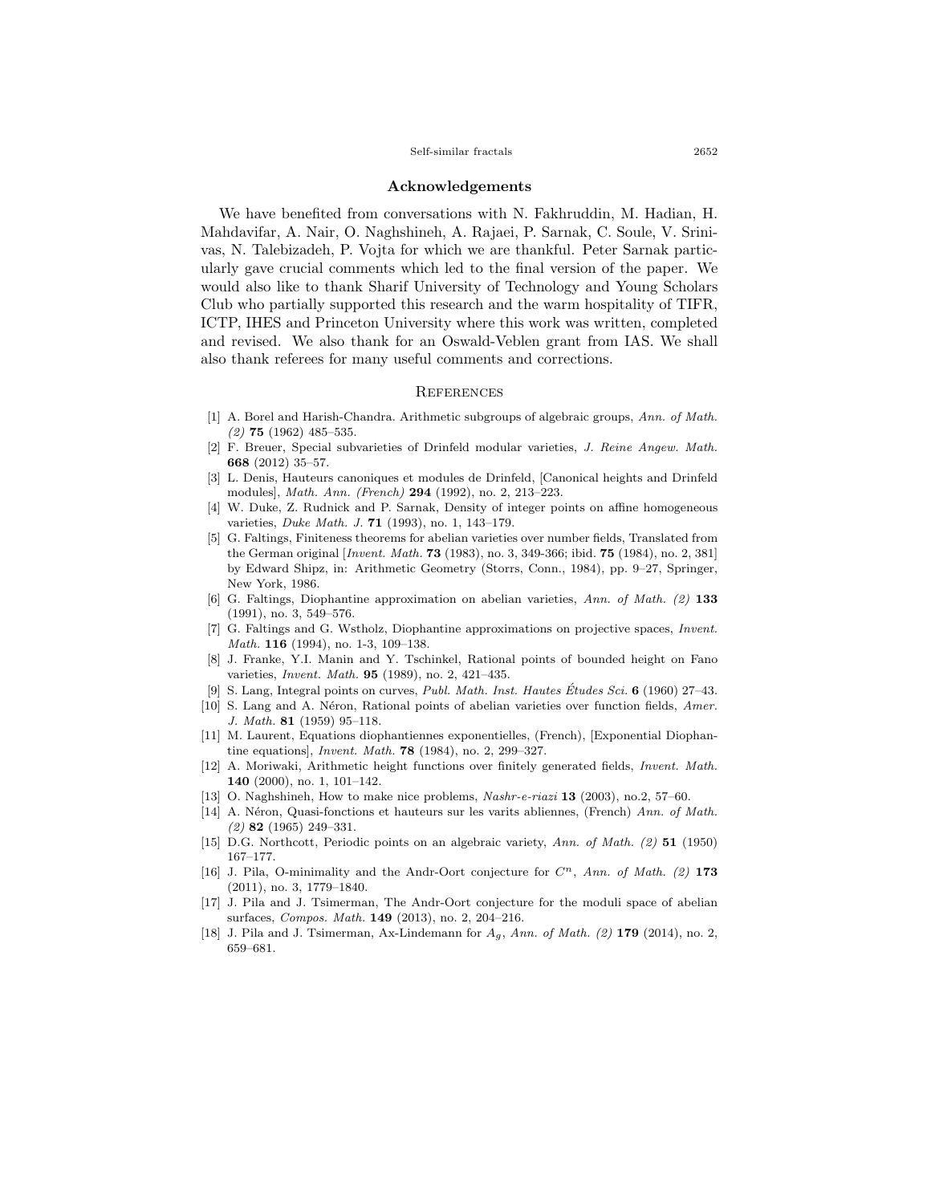## Acknowledgements

We have benefited from conversations with N. Fakhruddin, M. Hadian, H. Mahdavifar, A. Nair, O. Naghshineh, A. Rajaei, P. Sarnak, C. Soule, V. Srinivas, N. Talebizadeh, P. Vojta for which we are thankful. Peter Sarnak particularly gave crucial comments which led to the final version of the paper. We would also like to thank Sharif University of Technology and Young Scholars Club who partially supported this research and the warm hospitality of TIFR, ICTP, IHES and Princeton University where this work was written, completed and revised. We also thank for an Oswald-Veblen grant from IAS. We shall also thank referees for many useful comments and corrections.

## References

[1] A. Borel and Harish-Chandra. Arithmetic subgroups of algebraic groups, *Ann. of Math. (2)* **75** (1962) 485–535.

[2] F. Breuer, Special subvarieties of Drinfeld modular varieties, *J. Reine Angew. Math.* **668** (2012) 35–57.

[3] L. Denis, Hauteurs canoniques et modules de Drinfeld, [Canonical heights and Drinfeld modules], *Math. Ann. (French)* **294** (1992), no. 2, 213–223.

[4] W. Duke, Z. Rudnick and P. Sarnak, Density of integer points on affine homogeneous varieties, *Duke Math. J.* **71** (1993), no. 1, 143–179.

[5] G. Faltings, Finiteness theorems for abelian varieties over number fields, Translated from the German original [*Invent. Math.* **73** (1983), no. 3, 349-366; ibid. **75** (1984), no. 2, 381] by Edward Shipz, in: Arithmetic Geometry (Storrs, Conn., 1984), pp. 9–27, Springer, New York, 1986.

[6] G. Faltings, Diophantine approximation on abelian varieties, *Ann. of Math. (2)* **133** (1991), no. 3, 549–576.

[7] G. Faltings and G. Wstholz, Diophantine approximations on projective spaces, *Invent. Math.* **116** (1994), no. 1-3, 109–138.

[8] J. Franke, Y.I. Manin and Y. Tschinkel, Rational points of bounded height on Fano varieties, *Invent. Math.* **95** (1989), no. 2, 421–435.

[9] S. Lang, Integral points on curves, *Publ. Math. Inst. Hautes Études Sci.* **6** (1960) 27–43.

[10] S. Lang and A. Néron, Rational points of abelian varieties over function fields, *Amer. J. Math.* **81** (1959) 95–118.

[11] M. Laurent, Equations diophantiennes exponentielles, (French), [Exponential Diophantine equations], *Invent. Math.* **78** (1984), no. 2, 299–327.

[12] A. Moriwaki, Arithmetic height functions over finitely generated fields, *Invent. Math.* **140** (2000), no. 1, 101–142.

[13] O. Naghshineh, How to make nice problems, *Nashr-e-riazi* **13** (2003), no.2, 57–60.

[14] A. Néron, Quasi-fonctions et hauteurs sur les varits abliennes, (French) *Ann. of Math. (2)* **82** (1965) 249–331.

[15] D.G. Northcott, Periodic points on an algebraic variety, *Ann. of Math. (2)* **51** (1950) 167–177.

[16] J. Pila, O-minimality and the Andr-Oort conjecture for $C^n$, *Ann. of Math. (2)* **173** (2011), no. 3, 1779–1840.

[17] J. Pila and J. Tsimerman, The Andr-Oort conjecture for the moduli space of abelian surfaces, *Compos. Math.* **149** (2013), no. 2, 204–216.

[18] J. Pila and J. Tsimerman, Ax-Lindemann for $A_g$, *Ann. of Math. (2)* **179** (2014), no. 2, 659–681.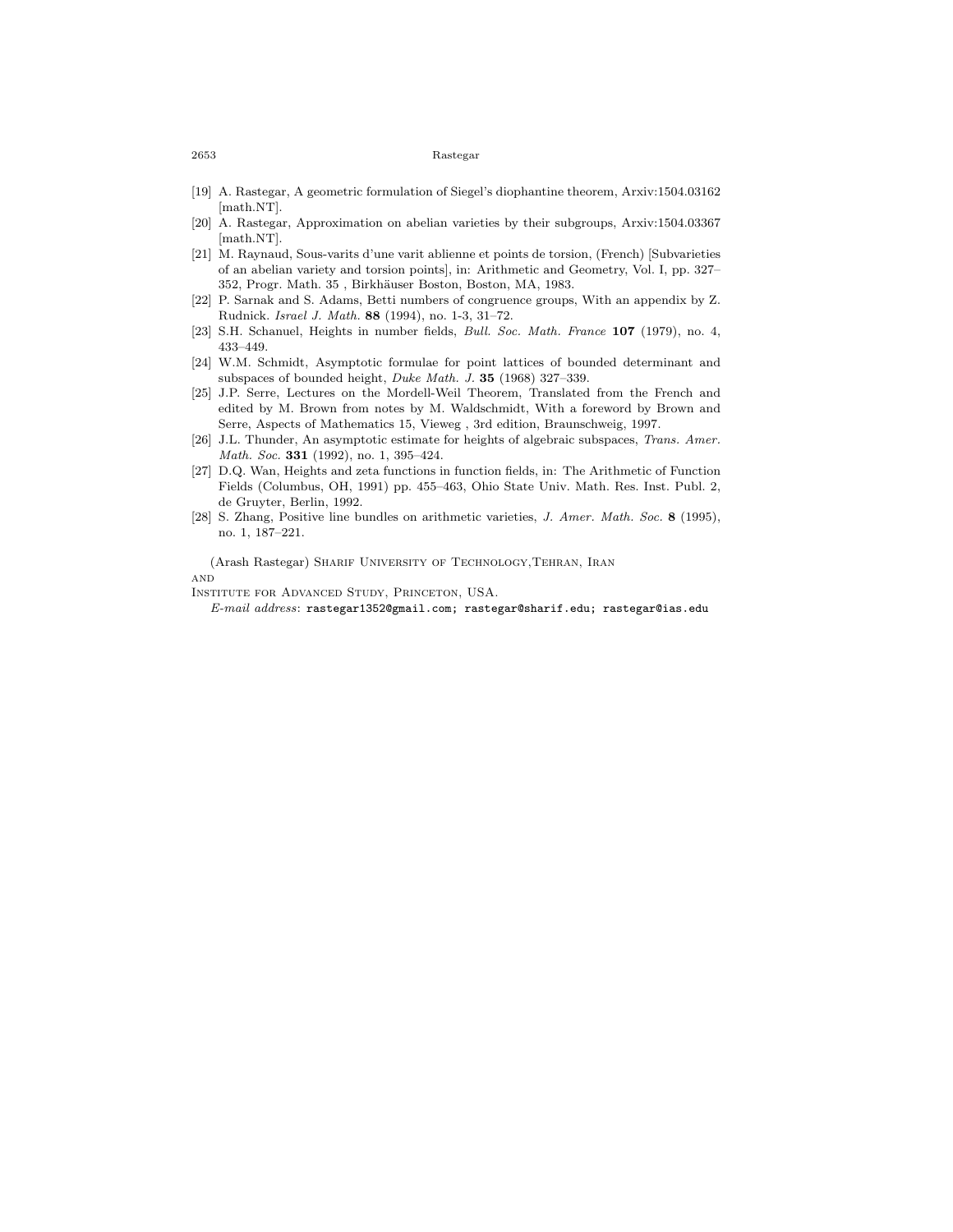[19] A. Rastegar, A geometric formulation of Siegel's diophantine theorem, Arxiv:1504.03162 [math.NT].

[20] A. Rastegar, Approximation on abelian varieties by their subgroups, Arxiv:1504.03367 [math.NT].

[21] M. Raynaud, Sous-varits d'une varit ablienne et points de torsion, (French) [Subvarieties of an abelian variety and torsion points], in: Arithmetic and Geometry, Vol. I, pp. 327–352, Progr. Math. 35 , Birkhäuser Boston, Boston, MA, 1983.

[22] P. Sarnak and S. Adams, Betti numbers of congruence groups, With an appendix by Z. Rudnick. *Israel J. Math.* **88** (1994), no. 1-3, 31–72.

[23] S.H. Schanuel, Heights in number fields, *Bull. Soc. Math. France* **107** (1979), no. 4, 433–449.

[24] W.M. Schmidt, Asymptotic formulae for point lattices of bounded determinant and subspaces of bounded height, *Duke Math. J.* **35** (1968) 327–339.

[25] J.P. Serre, Lectures on the Mordell-Weil Theorem, Translated from the French and edited by M. Brown from notes by M. Waldschmidt, With a foreword by Brown and Serre, Aspects of Mathematics 15, Vieweg , 3rd edition, Braunschweig, 1997.

[26] J.L. Thunder, An asymptotic estimate for heights of algebraic subspaces, *Trans. Amer. Math. Soc.* **331** (1992), no. 1, 395–424.

[27] D.Q. Wan, Heights and zeta functions in function fields, in: The Arithmetic of Function Fields (Columbus, OH, 1991) pp. 455–463, Ohio State Univ. Math. Res. Inst. Publ. 2, de Gruyter, Berlin, 1992.

[28] S. Zhang, Positive line bundles on arithmetic varieties, *J. Amer. Math. Soc.* **8** (1995), no. 1, 187–221.

(Arash Rastegar) Sharif University of Technology, Tehran, Iran
and
Institute for Advanced Study, Princeton, USA.

*E-mail address*: rastegar1352@gmail.com; rastegar@sharif.edu; rastegar@ias.edu